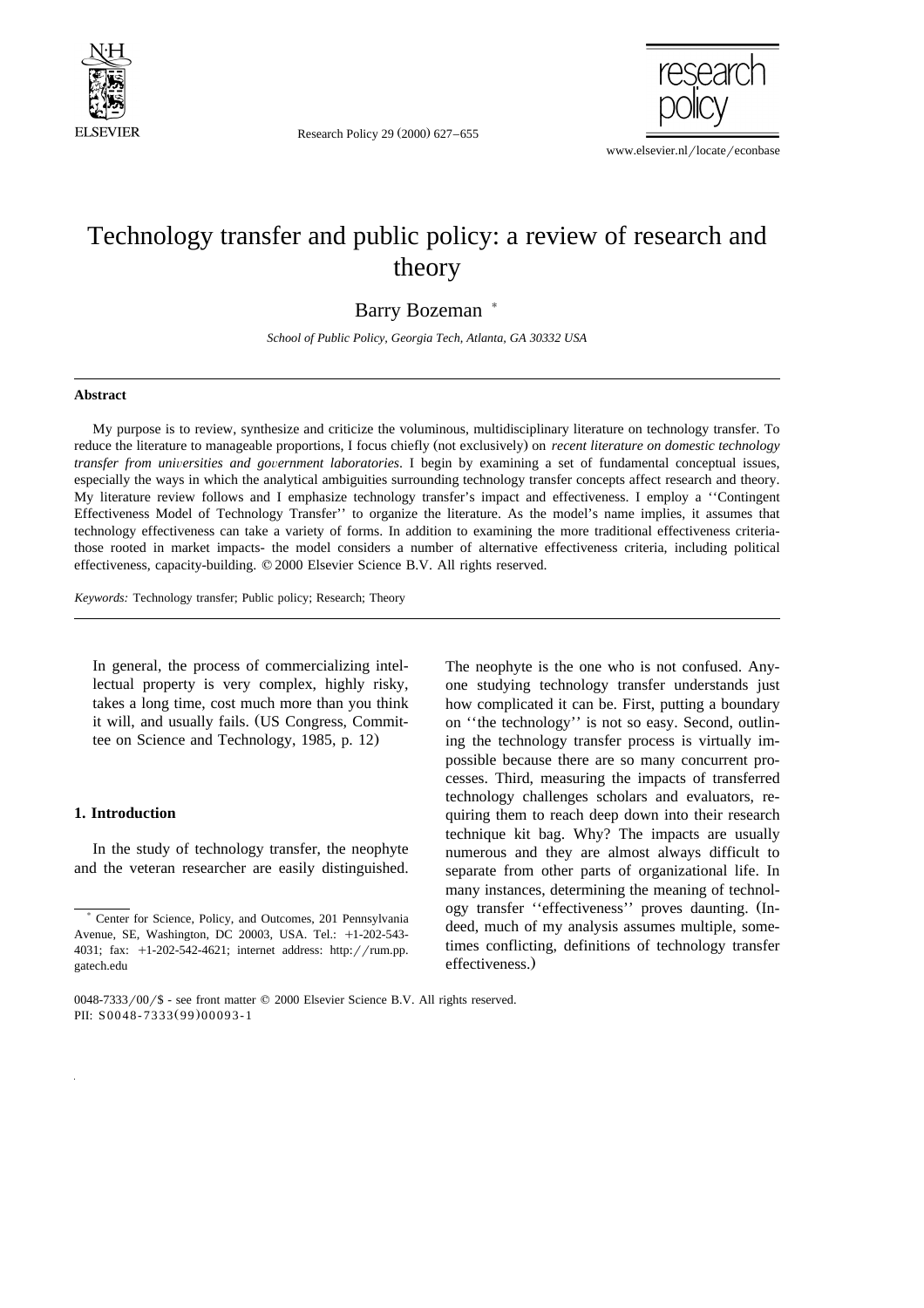# Technology transfer and public policy: a review of research and theory

Barry Bozeman [*]

*School of Public Policy, Georgia Tech, Atlanta, GA 30332 USA*

---

### Abstract

My purpose is to review, synthesize and criticize the voluminous, multidisciplinary literature on technology transfer. To reduce the literature to manageable proportions, I focus chiefly (not exclusively) on *recent literature on domestic technology transfer from universities and government laboratories*. I begin by examining a set of fundamental conceptual issues, especially the ways in which the analytical ambiguities surrounding technology transfer concepts affect research and theory. My literature review follows and I emphasize technology transfer's impact and effectiveness. I employ a ''Contingent Effectiveness Model of Technology Transfer'' to organize the literature. As the model's name implies, it assumes that technology effectiveness can take a variety of forms. In addition to examining the more traditional effectiveness criteria-those rooted in market impacts- the model considers a number of alternative effectiveness criteria, including political effectiveness, capacity-building. © 2000 Elsevier Science B.V. All rights reserved.

*Keywords:* Technology transfer; Public policy; Research; Theory

---

> In general, the process of commercializing intellectual property is very complex, highly risky, takes a long time, cost much more than you think it will, and usually fails. (US Congress, Committee on Science and Technology, 1985, p. 12)

## 1. Introduction

In the study of technology transfer, the neophyte and the veteran researcher are easily distinguished. The neophyte is the one who is not confused. Anyone studying technology transfer understands just how complicated it can be. First, putting a boundary on ''the technology'' is not so easy. Second, outlining the technology transfer process is virtually impossible because there are so many concurrent processes. Third, measuring the impacts of transferred technology challenges scholars and evaluators, requiring them to reach deep down into their research technique kit bag. Why? The impacts are usually numerous and they are almost always difficult to separate from other parts of organizational life. In many instances, determining the meaning of technology transfer ''effectiveness'' proves daunting. (Indeed, much of my analysis assumes multiple, sometimes conflicting, definitions of technology transfer effectiveness.)

---

[*] Center for Science, Policy, and Outcomes, 201 Pennsylvania Avenue, SE, Washington, DC 20003, USA. Tel.: +1-202-543-4031; fax: +1-202-542-4621; internet address: http://rum.pp.gatech.edu

0048-7333/00/$ - see front matter © 2000 Elsevier Science B.V. All rights reserved.
PII: S0048-7333(99)00093-1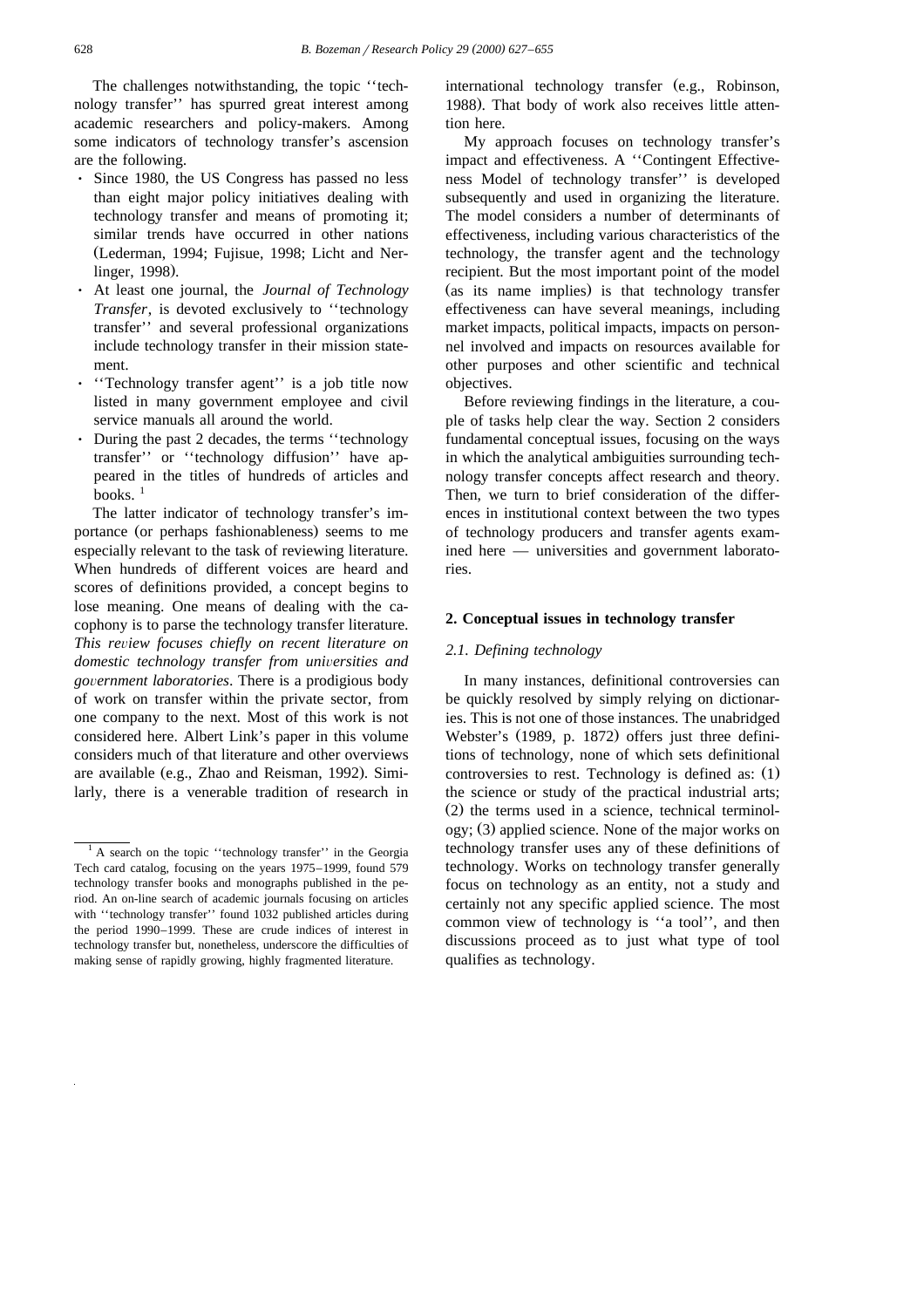The challenges notwithstanding, the topic ''technology transfer'' has spurred great interest among academic researchers and policy-makers. Among some indicators of technology transfer's ascension are the following.

- Since 1980, the US Congress has passed no less than eight major policy initiatives dealing with technology transfer and means of promoting it; similar trends have occurred in other nations (Lederman, 1994; Fujisue, 1998; Licht and Nerlinger, 1998).
- At least one journal, the *Journal of Technology Transfer*, is devoted exclusively to ''technology transfer'' and several professional organizations include technology transfer in their mission statement.
- ''Technology transfer agent'' is a job title now listed in many government employee and civil service manuals all around the world.
- During the past 2 decades, the terms ''technology transfer'' or ''technology diffusion'' have appeared in the titles of hundreds of articles and books. [1]

The latter indicator of technology transfer's importance (or perhaps fashionableness) seems to me especially relevant to the task of reviewing literature. When hundreds of different voices are heard and scores of definitions provided, a concept begins to lose meaning. One means of dealing with the cacophony is to parse the technology transfer literature. *This review focuses chiefly on recent literature on domestic technology transfer from universities and government laboratories*. There is a prodigious body of work on transfer within the private sector, from one company to the next. Most of this work is not considered here. Albert Link's paper in this volume considers much of that literature and other overviews are available (e.g., Zhao and Reisman, 1992). Similarly, there is a venerable tradition of research in international technology transfer (e.g., Robinson, 1988). That body of work also receives little attention here.

My approach focuses on technology transfer's impact and effectiveness. A ''Contingent Effectiveness Model of technology transfer'' is developed subsequently and used in organizing the literature. The model considers a number of determinants of effectiveness, including various characteristics of the technology, the transfer agent and the technology recipient. But the most important point of the model (as its name implies) is that technology transfer effectiveness can have several meanings, including market impacts, political impacts, impacts on personnel involved and impacts on resources available for other purposes and other scientific and technical objectives.

Before reviewing findings in the literature, a couple of tasks help clear the way. Section 2 considers fundamental conceptual issues, focusing on the ways in which the analytical ambiguities surrounding technology transfer concepts affect research and theory. Then, we turn to brief consideration of the differences in institutional context between the two types of technology producers and transfer agents examined here — universities and government laboratories.

## 2. Conceptual issues in technology transfer

### 2.1. Defining technology

In many instances, definitional controversies can be quickly resolved by simply relying on dictionaries. This is not one of those instances. The unabridged Webster's (1989, p. 1872) offers just three definitions of technology, none of which sets definitional controversies to rest. Technology is defined as: (1) the science or study of the practical industrial arts; (2) the terms used in a science, technical terminology; (3) applied science. None of the major works on technology transfer uses any of these definitions of technology. Works on technology transfer generally focus on technology as an entity, not a study and certainly not any specific applied science. The most common view of technology is ''a tool'', and then discussions proceed as to just what type of tool qualifies as technology.

[1] A search on the topic ''technology transfer'' in the Georgia Tech card catalog, focusing on the years 1975–1999, found 579 technology transfer books and monographs published in the period. An on-line search of academic journals focusing on articles with ''technology transfer'' found 1032 published articles during the period 1990–1999. These are crude indices of interest in technology transfer but, nonetheless, underscore the difficulties of making sense of rapidly growing, highly fragmented literature.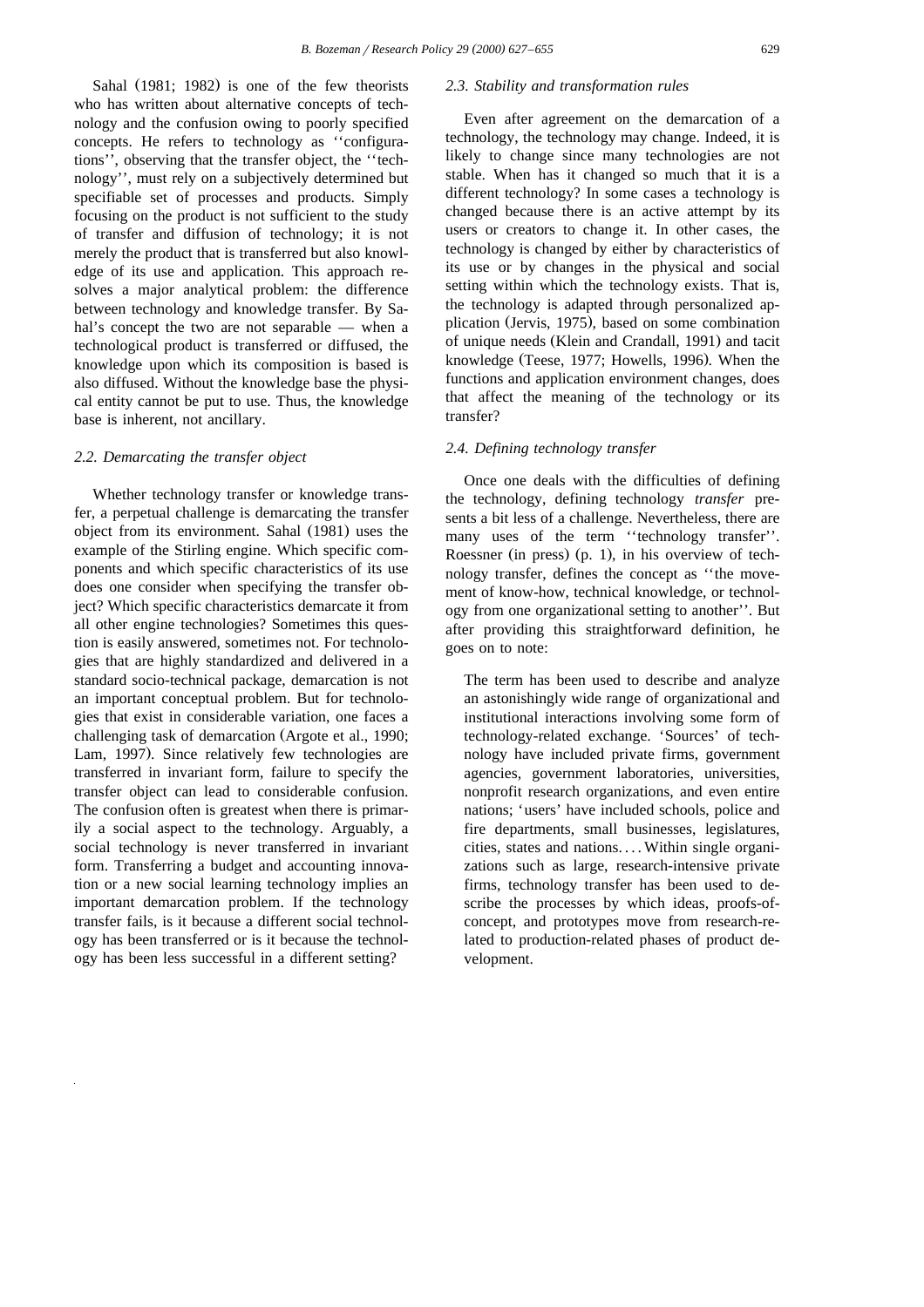Sahal (1981; 1982) is one of the few theorists who has written about alternative concepts of technology and the confusion owing to poorly specified concepts. He refers to technology as ''configurations'', observing that the transfer object, the ''technology'', must rely on a subjectively determined but specifiable set of processes and products. Simply focusing on the product is not sufficient to the study of transfer and diffusion of technology; it is not merely the product that is transferred but also knowledge of its use and application. This approach resolves a major analytical problem: the difference between technology and knowledge transfer. By Sahal's concept the two are not separable — when a technological product is transferred or diffused, the knowledge upon which its composition is based is also diffused. Without the knowledge base the physical entity cannot be put to use. Thus, the knowledge base is inherent, not ancillary.

### 2.2. Demarcating the transfer object

Whether technology transfer or knowledge transfer, a perpetual challenge is demarcating the transfer object from its environment. Sahal (1981) uses the example of the Stirling engine. Which specific components and which specific characteristics of its use does one consider when specifying the transfer object? Which specific characteristics demarcate it from all other engine technologies? Sometimes this question is easily answered, sometimes not. For technologies that are highly standardized and delivered in a standard socio-technical package, demarcation is not an important conceptual problem. But for technologies that exist in considerable variation, one faces a challenging task of demarcation (Argote et al., 1990; Lam, 1997). Since relatively few technologies are transferred in invariant form, failure to specify the transfer object can lead to considerable confusion. The confusion often is greatest when there is primarily a social aspect to the technology. Arguably, a social technology is never transferred in invariant form. Transferring a budget and accounting innovation or a new social learning technology implies an important demarcation problem. If the technology transfer fails, is it because a different social technology has been transferred or is it because the technology has been less successful in a different setting?

### 2.3. Stability and transformation rules

Even after agreement on the demarcation of a technology, the technology may change. Indeed, it is likely to change since many technologies are not stable. When has it changed so much that it is a different technology? In some cases a technology is changed because there is an active attempt by its users or creators to change it. In other cases, the technology is changed by either by characteristics of its use or by changes in the physical and social setting within which the technology exists. That is, the technology is adapted through personalized application (Jervis, 1975), based on some combination of unique needs (Klein and Crandall, 1991) and tacit knowledge (Teese, 1977; Howells, 1996). When the functions and application environment changes, does that affect the meaning of the technology or its transfer?

### 2.4. Defining technology transfer

Once one deals with the difficulties of defining the technology, defining technology *transfer* presents a bit less of a challenge. Nevertheless, there are many uses of the term ''technology transfer''. Roessner (in press) (p. 1), in his overview of technology transfer, defines the concept as ''the movement of know-how, technical knowledge, or technology from one organizational setting to another''. But after providing this straightforward definition, he goes on to note:

> The term has been used to describe and analyze an astonishingly wide range of organizational and institutional interactions involving some form of technology-related exchange. 'Sources' of technology have included private firms, government agencies, government laboratories, universities, nonprofit research organizations, and even entire nations; 'users' have included schools, police and fire departments, small businesses, legislatures, cities, states and nations.... Within single organizations such as large, research-intensive private firms, technology transfer has been used to describe the processes by which ideas, proofs-of-concept, and prototypes move from research-related to production-related phases of product development.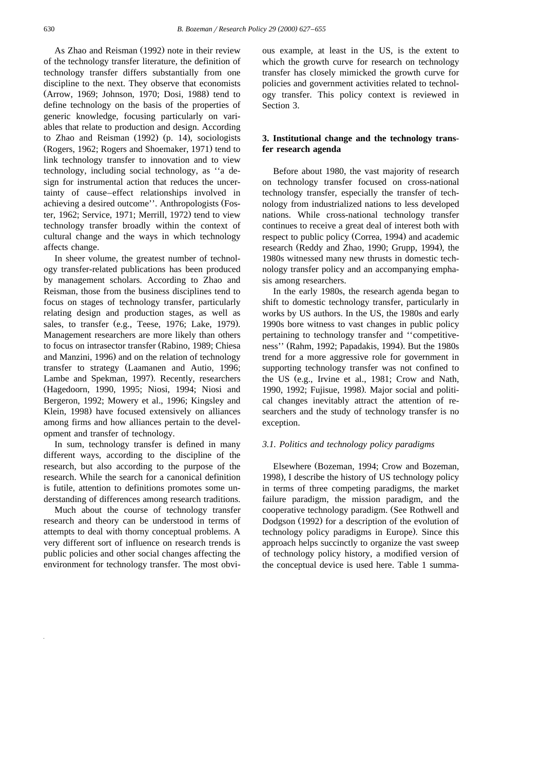As Zhao and Reisman (1992) note in their review of the technology transfer literature, the definition of technology transfer differs substantially from one discipline to the next. They observe that economists (Arrow, 1969; Johnson, 1970; Dosi, 1988) tend to define technology on the basis of the properties of generic knowledge, focusing particularly on variables that relate to production and design. According to Zhao and Reisman (1992) (p. 14), sociologists (Rogers, 1962; Rogers and Shoemaker, 1971) tend to link technology transfer to innovation and to view technology, including social technology, as ''a design for instrumental action that reduces the uncertainty of cause–effect relationships involved in achieving a desired outcome''. Anthropologists (Foster, 1962; Service, 1971; Merrill, 1972) tend to view technology transfer broadly within the context of cultural change and the ways in which technology affects change.

In sheer volume, the greatest number of technology transfer-related publications has been produced by management scholars. According to Zhao and Reisman, those from the business disciplines tend to focus on stages of technology transfer, particularly relating design and production stages, as well as sales, to transfer (e.g., Teese, 1976; Lake, 1979). Management researchers are more likely than others to focus on intrasector transfer (Rabino, 1989; Chiesa and Manzini, 1996) and on the relation of technology transfer to strategy (Laamanen and Autio, 1996; Lambe and Spekman, 1997). Recently, researchers (Hagedoorn, 1990, 1995; Niosi, 1994; Niosi and Bergeron, 1992; Mowery et al., 1996; Kingsley and Klein, 1998) have focused extensively on alliances among firms and how alliances pertain to the development and transfer of technology.

In sum, technology transfer is defined in many different ways, according to the discipline of the research, but also according to the purpose of the research. While the search for a canonical definition is futile, attention to definitions promotes some understanding of differences among research traditions.

Much about the course of technology transfer research and theory can be understood in terms of attempts to deal with thorny conceptual problems. A very different sort of influence on research trends is public policies and other social changes affecting the environment for technology transfer. The most obvious example, at least in the US, is the extent to which the growth curve for research on technology transfer has closely mimicked the growth curve for policies and government activities related to technology transfer. This policy context is reviewed in Section 3.

## 3. Institutional change and the technology transfer research agenda

Before about 1980, the vast majority of research on technology transfer focused on cross-national technology transfer, especially the transfer of technology from industrialized nations to less developed nations. While cross-national technology transfer continues to receive a great deal of interest both with respect to public policy (Correa, 1994) and academic research (Reddy and Zhao, 1990; Grupp, 1994), the 1980s witnessed many new thrusts in domestic technology transfer policy and an accompanying emphasis among researchers.

In the early 1980s, the research agenda began to shift to domestic technology transfer, particularly in works by US authors. In the US, the 1980s and early 1990s bore witness to vast changes in public policy pertaining to technology transfer and ''competitiveness'' (Rahm, 1992; Papadakis, 1994). But the 1980s trend for a more aggressive role for government in supporting technology transfer was not confined to the US (e.g., Irvine et al., 1981; Crow and Nath, 1990, 1992; Fujisue, 1998). Major social and political changes inevitably attract the attention of researchers and the study of technology transfer is no exception.

### 3.1. Politics and technology policy paradigms

Elsewhere (Bozeman, 1994; Crow and Bozeman, 1998), I describe the history of US technology policy in terms of three competing paradigms, the market failure paradigm, the mission paradigm, and the cooperative technology paradigm. (See Rothwell and Dodgson (1992) for a description of the evolution of technology policy paradigms in Europe). Since this approach helps succinctly to organize the vast sweep of technology policy history, a modified version of the conceptual device is used here. Table 1 summa-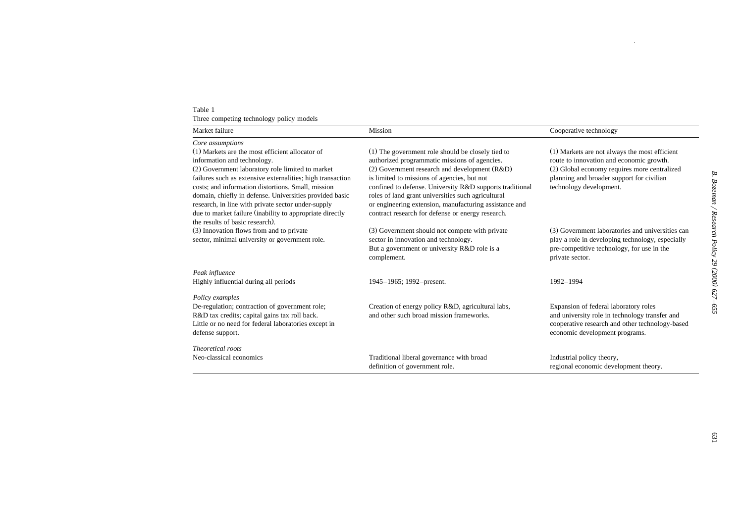Table 1
Three competing technology policy models

| Market failure | Mission | Cooperative technology |
|---|---|---|
| *Core assumptions* | | |
| (1) Markets are the most efficient allocator of information and technology. | (1) The government role should be closely tied to authorized programmatic missions of agencies. | (1) Markets are not always the most efficient route to innovation and economic growth. |
| (2) Government laboratory role limited to market failures such as extensive externalities; high transaction costs; and information distortions. Small, mission domain, chiefly in defense. Universities provided basic research, in line with private sector under-supply due to market failure (inability to appropriate directly the results of basic research). | (2) Government research and development (R&D) is limited to missions of agencies, but not confined to defense. University R&D supports traditional roles of land grant universities such agricultural or engineering extension, manufacturing assistance and contract research for defense or energy research. | (2) Global economy requires more centralized planning and broader support for civilian technology development. |
| (3) Innovation flows from and to private sector, minimal university or government role. | (3) Government should not compete with private sector in innovation and technology. But a government or university R&D role is a complement. | (3) Government laboratories and universities can play a role in developing technology, especially pre-competitive technology, for use in the private sector. |
| *Peak influence* | | |
| Highly influential during all periods | 1945–1965; 1992–present. | 1992–1994 |
| *Policy examples* | | |
| De-regulation; contraction of government role; R&D tax credits; capital gains tax roll back. Little or no need for federal laboratories except in defense support. | Creation of energy policy R&D, agricultural labs, and other such broad mission frameworks. | Expansion of federal laboratory roles and university role in technology transfer and cooperative research and other technology-based economic development programs. |
| *Theoretical roots* | | |
| Neo-classical economics | Traditional liberal governance with broad definition of government role. | Industrial policy theory, regional economic development theory. |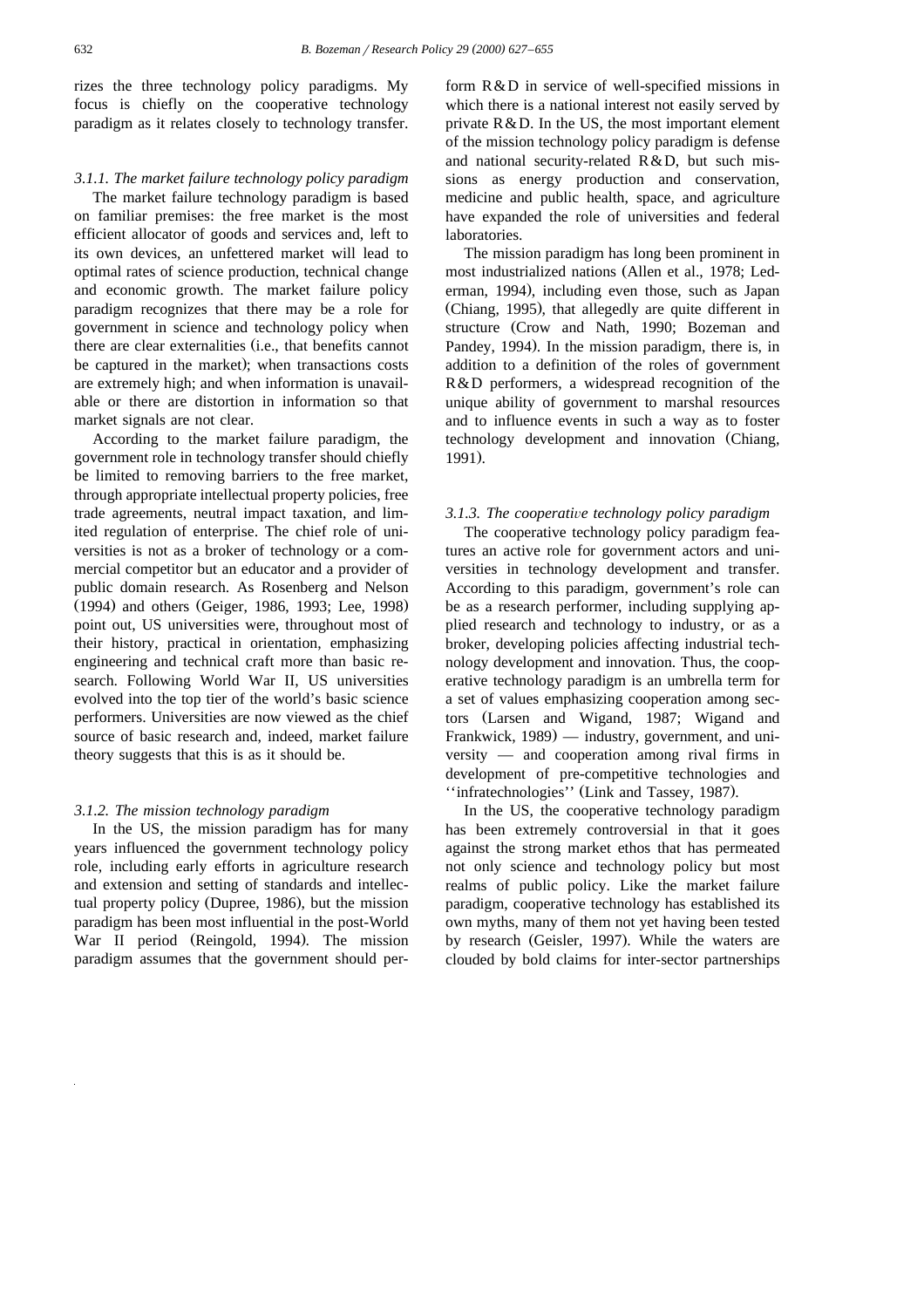rizes the three technology policy paradigms. My focus is chiefly on the cooperative technology paradigm as it relates closely to technology transfer.

#### *3.1.1. The market failure technology policy paradigm*

The market failure technology paradigm is based on familiar premises: the free market is the most efficient allocator of goods and services and, left to its own devices, an unfettered market will lead to optimal rates of science production, technical change and economic growth. The market failure policy paradigm recognizes that there may be a role for government in science and technology policy when there are clear externalities (i.e., that benefits cannot be captured in the market); when transactions costs are extremely high; and when information is unavailable or there are distortion in information so that market signals are not clear.

According to the market failure paradigm, the government role in technology transfer should chiefly be limited to removing barriers to the free market, through appropriate intellectual property policies, free trade agreements, neutral impact taxation, and limited regulation of enterprise. The chief role of universities is not as a broker of technology or a commercial competitor but an educator and a provider of public domain research. As Rosenberg and Nelson (1994) and others (Geiger, 1986, 1993; Lee, 1998) point out, US universities were, throughout most of their history, practical in orientation, emphasizing engineering and technical craft more than basic research. Following World War II, US universities evolved into the top tier of the world's basic science performers. Universities are now viewed as the chief source of basic research and, indeed, market failure theory suggests that this is as it should be.

#### *3.1.2. The mission technology paradigm*

In the US, the mission paradigm has for many years influenced the government technology policy role, including early efforts in agriculture research and extension and setting of standards and intellectual property policy (Dupree, 1986), but the mission paradigm has been most influential in the post-World War II period (Reingold, 1994). The mission paradigm assumes that the government should perform R&D in service of well-specified missions in which there is a national interest not easily served by private R&D. In the US, the most important element of the mission technology policy paradigm is defense and national security-related R&D, but such missions as energy production and conservation, medicine and public health, space, and agriculture have expanded the role of universities and federal laboratories.

The mission paradigm has long been prominent in most industrialized nations (Allen et al., 1978; Lederman, 1994), including even those, such as Japan (Chiang, 1995), that allegedly are quite different in structure (Crow and Nath, 1990; Bozeman and Pandey, 1994). In the mission paradigm, there is, in addition to a definition of the roles of government R&D performers, a widespread recognition of the unique ability of government to marshal resources and to influence events in such a way as to foster technology development and innovation (Chiang, 1991).

#### *3.1.3. The cooperative technology policy paradigm*

The cooperative technology policy paradigm features an active role for government actors and universities in technology development and transfer. According to this paradigm, government's role can be as a research performer, including supplying applied research and technology to industry, or as a broker, developing policies affecting industrial technology development and innovation. Thus, the cooperative technology paradigm is an umbrella term for a set of values emphasizing cooperation among sectors (Larsen and Wigand, 1987; Wigand and Frankwick, 1989) — industry, government, and university — and cooperation among rival firms in development of pre-competitive technologies and ''infratechnologies'' (Link and Tassey, 1987).

In the US, the cooperative technology paradigm has been extremely controversial in that it goes against the strong market ethos that has permeated not only science and technology policy but most realms of public policy. Like the market failure paradigm, cooperative technology has established its own myths, many of them not yet having been tested by research (Geisler, 1997). While the waters are clouded by bold claims for inter-sector partnerships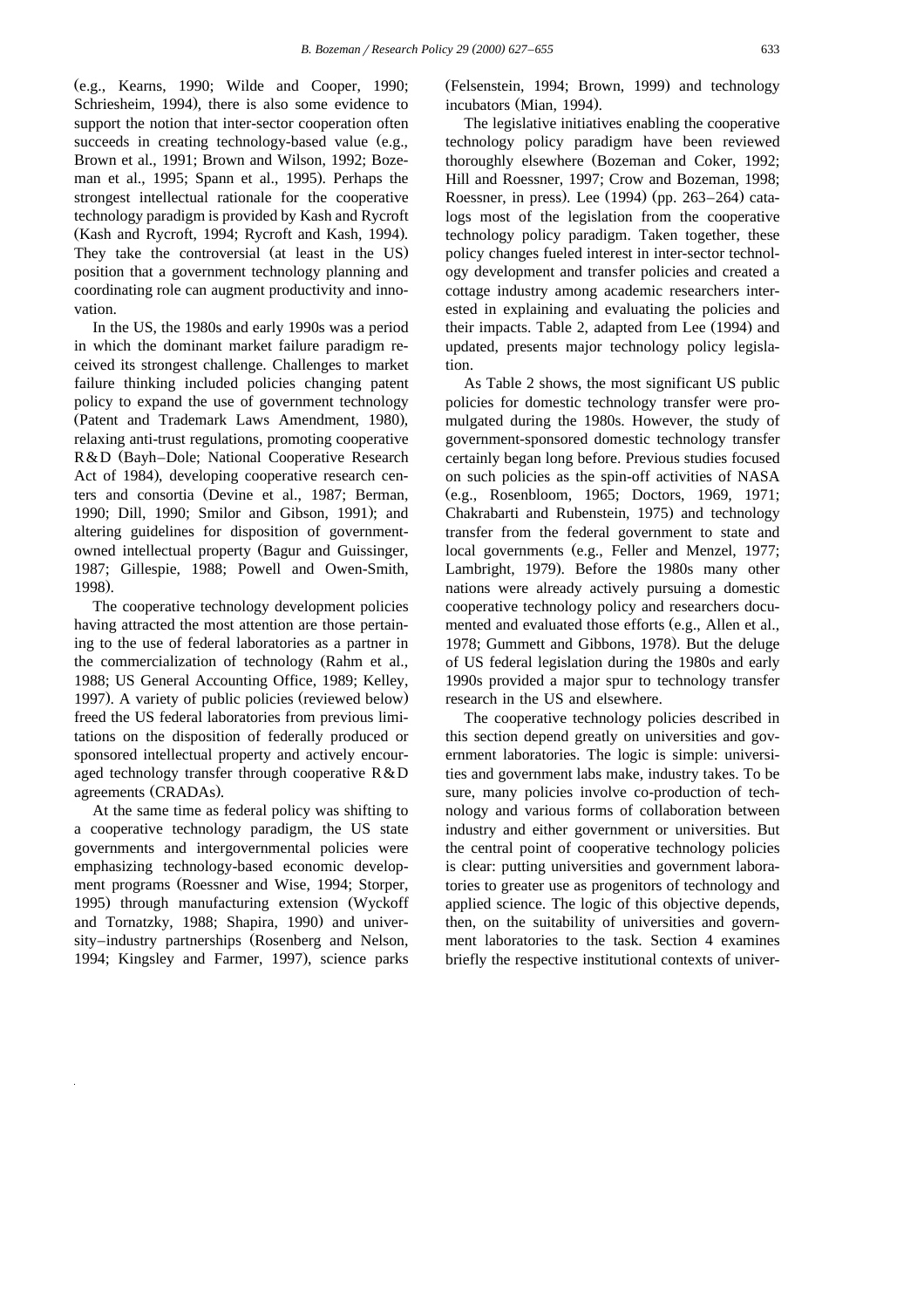(e.g., Kearns, 1990; Wilde and Cooper, 1990; Schriesheim, 1994), there is also some evidence to support the notion that inter-sector cooperation often succeeds in creating technology-based value (e.g., Brown et al., 1991; Brown and Wilson, 1992; Bozeman et al., 1995; Spann et al., 1995). Perhaps the strongest intellectual rationale for the cooperative technology paradigm is provided by Kash and Rycroft (Kash and Rycroft, 1994; Rycroft and Kash, 1994). They take the controversial (at least in the US) position that a government technology planning and coordinating role can augment productivity and innovation.

In the US, the 1980s and early 1990s was a period in which the dominant market failure paradigm received its strongest challenge. Challenges to market failure thinking included policies changing patent policy to expand the use of government technology (Patent and Trademark Laws Amendment, 1980), relaxing anti-trust regulations, promoting cooperative R&D (Bayh–Dole; National Cooperative Research Act of 1984), developing cooperative research centers and consortia (Devine et al., 1987; Berman, 1990; Dill, 1990; Smilor and Gibson, 1991); and altering guidelines for disposition of government-owned intellectual property (Bagur and Guissinger, 1987; Gillespie, 1988; Powell and Owen-Smith, 1998).

The cooperative technology development policies having attracted the most attention are those pertaining to the use of federal laboratories as a partner in the commercialization of technology (Rahm et al., 1988; US General Accounting Office, 1989; Kelley, 1997). A variety of public policies (reviewed below) freed the US federal laboratories from previous limitations on the disposition of federally produced or sponsored intellectual property and actively encouraged technology transfer through cooperative R&D agreements (CRADAs).

At the same time as federal policy was shifting to a cooperative technology paradigm, the US state governments and intergovernmental policies were emphasizing technology-based economic development programs (Roessner and Wise, 1994; Storper, 1995) through manufacturing extension (Wyckoff and Tornatzky, 1988; Shapira, 1990) and university–industry partnerships (Rosenberg and Nelson, 1994; Kingsley and Farmer, 1997), science parks (Felsenstein, 1994; Brown, 1999) and technology incubators (Mian, 1994).

The legislative initiatives enabling the cooperative technology policy paradigm have been reviewed thoroughly elsewhere (Bozeman and Coker, 1992; Hill and Roessner, 1997; Crow and Bozeman, 1998; Roessner, in press). Lee (1994) (pp. 263–264) catalogs most of the legislation from the cooperative technology policy paradigm. Taken together, these policy changes fueled interest in inter-sector technology development and transfer policies and created a cottage industry among academic researchers interested in explaining and evaluating the policies and their impacts. Table 2, adapted from Lee (1994) and updated, presents major technology policy legislation.

As Table 2 shows, the most significant US public policies for domestic technology transfer were promulgated during the 1980s. However, the study of government-sponsored domestic technology transfer certainly began long before. Previous studies focused on such policies as the spin-off activities of NASA (e.g., Rosenbloom, 1965; Doctors, 1969, 1971; Chakrabarti and Rubenstein, 1975) and technology transfer from the federal government to state and local governments (e.g., Feller and Menzel, 1977; Lambright, 1979). Before the 1980s many other nations were already actively pursuing a domestic cooperative technology policy and researchers documented and evaluated those efforts (e.g., Allen et al., 1978; Gummett and Gibbons, 1978). But the deluge of US federal legislation during the 1980s and early 1990s provided a major spur to technology transfer research in the US and elsewhere.

The cooperative technology policies described in this section depend greatly on universities and government laboratories. The logic is simple: universities and government labs make, industry takes. To be sure, many policies involve co-production of technology and various forms of collaboration between industry and either government or universities. But the central point of cooperative technology policies is clear: putting universities and government laboratories to greater use as progenitors of technology and applied science. The logic of this objective depends, then, on the suitability of universities and government laboratories to the task. Section 4 examines briefly the respective institutional contexts of univer-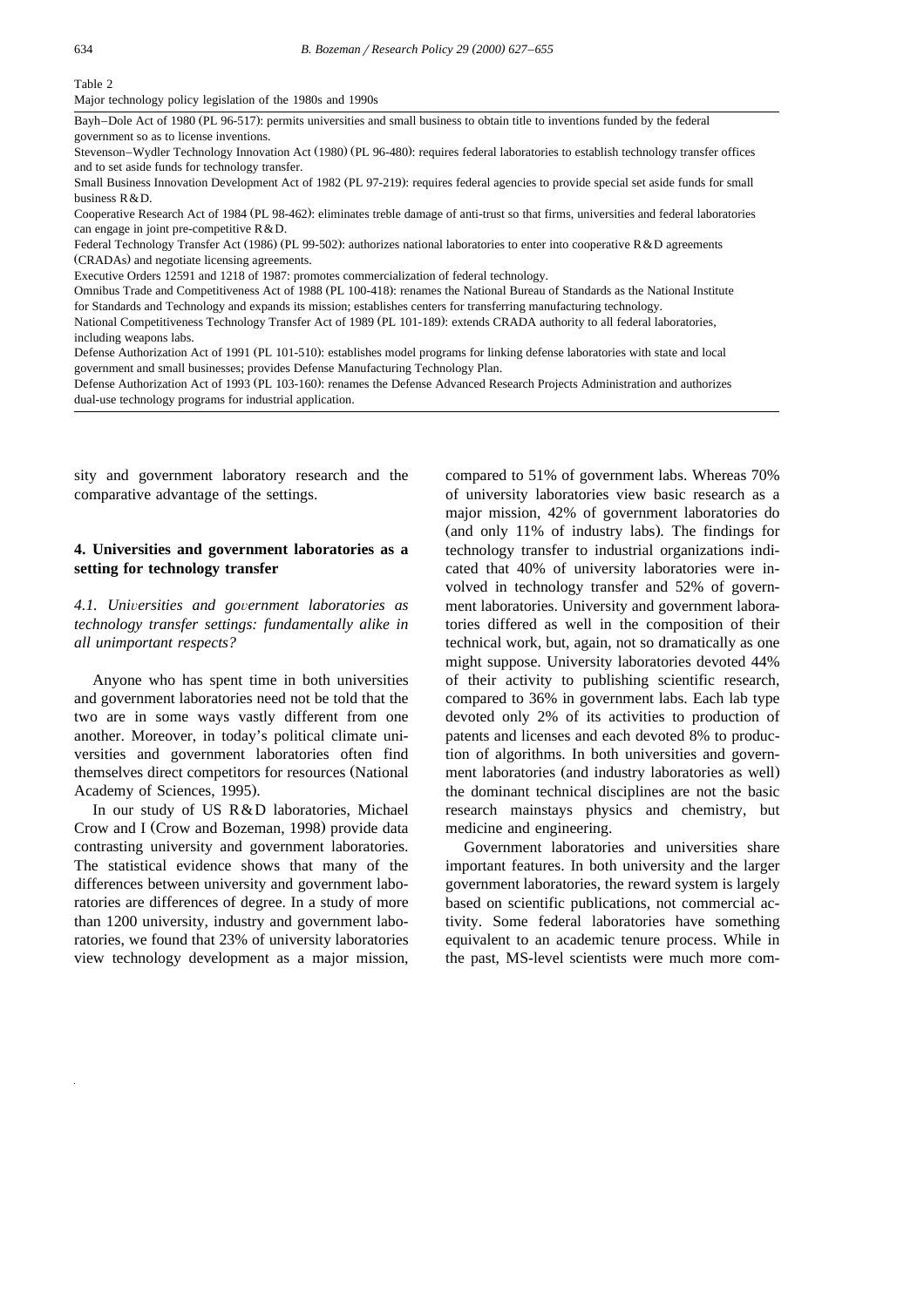Table 2
Major technology policy legislation of the 1980s and 1990s

| |
|---|
| Bayh–Dole Act of 1980 (PL 96-517): permits universities and small business to obtain title to inventions funded by the federal government so as to license inventions. |
| Stevenson–Wydler Technology Innovation Act (1980) (PL 96-480): requires federal laboratories to establish technology transfer offices and to set aside funds for technology transfer. |
| Small Business Innovation Development Act of 1982 (PL 97-219): requires federal agencies to provide special set aside funds for small business R&D. |
| Cooperative Research Act of 1984 (PL 98-462): eliminates treble damage of anti-trust so that firms, universities and federal laboratories can engage in joint pre-competitive R&D. |
| Federal Technology Transfer Act (1986) (PL 99-502): authorizes national laboratories to enter into cooperative R&D agreements (CRADAs) and negotiate licensing agreements. |
| Executive Orders 12591 and 1218 of 1987: promotes commercialization of federal technology. |
| Omnibus Trade and Competitiveness Act of 1988 (PL 100-418): renames the National Bureau of Standards as the National Institute for Standards and Technology and expands its mission; establishes centers for transferring manufacturing technology. |
| National Competitiveness Technology Transfer Act of 1989 (PL 101-189): extends CRADA authority to all federal laboratories, including weapons labs. |
| Defense Authorization Act of 1991 (PL 101-510): establishes model programs for linking defense laboratories with state and local government and small businesses; provides Defense Manufacturing Technology Plan. |
| Defense Authorization Act of 1993 (PL 103-160): renames the Defense Advanced Research Projects Administration and authorizes dual-use technology programs for industrial application. |

sity and government laboratory research and the comparative advantage of the settings.

## 4. Universities and government laboratories as a setting for technology transfer

### *4.1. Universities and government laboratories as technology transfer settings: fundamentally alike in all unimportant respects?*

Anyone who has spent time in both universities and government laboratories need not be told that the two are in some ways vastly different from one another. Moreover, in today's political climate universities and government laboratories often find themselves direct competitors for resources (National Academy of Sciences, 1995).

In our study of US R&D laboratories, Michael Crow and I (Crow and Bozeman, 1998) provide data contrasting university and government laboratories. The statistical evidence shows that many of the differences between university and government laboratories are differences of degree. In a study of more than 1200 university, industry and government laboratories, we found that 23% of university laboratories view technology development as a major mission, compared to 51% of government labs. Whereas 70% of university laboratories view basic research as a major mission, 42% of government laboratories do (and only 11% of industry labs). The findings for technology transfer to industrial organizations indicated that 40% of university laboratories were involved in technology transfer and 52% of government laboratories. University and government laboratories differed as well in the composition of their technical work, but, again, not so dramatically as one might suppose. University laboratories devoted 44% of their activity to publishing scientific research, compared to 36% in government labs. Each lab type devoted only 2% of its activities to production of patents and licenses and each devoted 8% to production of algorithms. In both universities and government laboratories (and industry laboratories as well) the dominant technical disciplines are not the basic research mainstays physics and chemistry, but medicine and engineering.

Government laboratories and universities share important features. In both university and the larger government laboratories, the reward system is largely based on scientific publications, not commercial activity. Some federal laboratories have something equivalent to an academic tenure process. While in the past, MS-level scientists were much more com-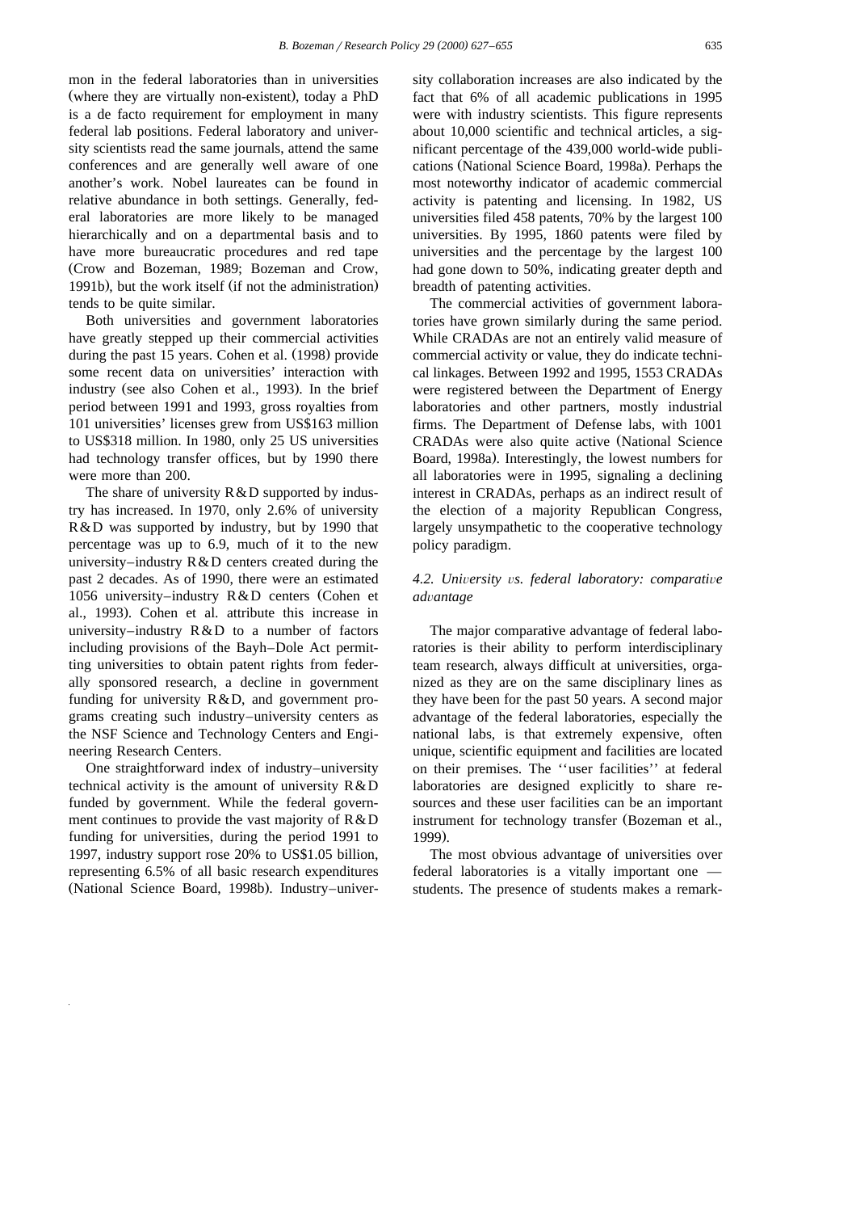mon in the federal laboratories than in universities (where they are virtually non-existent), today a PhD is a de facto requirement for employment in many federal lab positions. Federal laboratory and university scientists read the same journals, attend the same conferences and are generally well aware of one another's work. Nobel laureates can be found in relative abundance in both settings. Generally, federal laboratories are more likely to be managed hierarchically and on a departmental basis and to have more bureaucratic procedures and red tape (Crow and Bozeman, 1989; Bozeman and Crow, 1991b), but the work itself (if not the administration) tends to be quite similar.

Both universities and government laboratories have greatly stepped up their commercial activities during the past 15 years. Cohen et al. (1998) provide some recent data on universities' interaction with industry (see also Cohen et al., 1993). In the brief period between 1991 and 1993, gross royalties from 101 universities' licenses grew from US$163 million to US$318 million. In 1980, only 25 US universities had technology transfer offices, but by 1990 there were more than 200.

The share of university R&D supported by industry has increased. In 1970, only 2.6% of university R&D was supported by industry, but by 1990 that percentage was up to 6.9, much of it to the new university–industry R&D centers created during the past 2 decades. As of 1990, there were an estimated 1056 university–industry R&D centers (Cohen et al., 1993). Cohen et al. attribute this increase in university–industry R&D to a number of factors including provisions of the Bayh–Dole Act permitting universities to obtain patent rights from federally sponsored research, a decline in government funding for university R&D, and government programs creating such industry–university centers as the NSF Science and Technology Centers and Engineering Research Centers.

One straightforward index of industry–university technical activity is the amount of university R&D funded by government. While the federal government continues to provide the vast majority of R&D funding for universities, during the period 1991 to 1997, industry support rose 20% to US$1.05 billion, representing 6.5% of all basic research expenditures (National Science Board, 1998b). Industry–university collaboration increases are also indicated by the fact that 6% of all academic publications in 1995 were with industry scientists. This figure represents about 10,000 scientific and technical articles, a significant percentage of the 439,000 world-wide publications (National Science Board, 1998a). Perhaps the most noteworthy indicator of academic commercial activity is patenting and licensing. In 1982, US universities filed 458 patents, 70% by the largest 100 universities. By 1995, 1860 patents were filed by universities and the percentage by the largest 100 had gone down to 50%, indicating greater depth and breadth of patenting activities.

The commercial activities of government laboratories have grown similarly during the same period. While CRADAs are not an entirely valid measure of commercial activity or value, they do indicate technical linkages. Between 1992 and 1995, 1553 CRADAs were registered between the Department of Energy laboratories and other partners, mostly industrial firms. The Department of Defense labs, with 1001 CRADAs were also quite active (National Science Board, 1998a). Interestingly, the lowest numbers for all laboratories were in 1995, signaling a declining interest in CRADAs, perhaps as an indirect result of the election of a majority Republican Congress, largely unsympathetic to the cooperative technology policy paradigm.

### 4.2. *University vs. federal laboratory: comparative advantage*

The major comparative advantage of federal laboratories is their ability to perform interdisciplinary team research, always difficult at universities, organized as they are on the same disciplinary lines as they have been for the past 50 years. A second major advantage of the federal laboratories, especially the national labs, is that extremely expensive, often unique, scientific equipment and facilities are located on their premises. The ''user facilities'' at federal laboratories are designed explicitly to share resources and these user facilities can be an important instrument for technology transfer (Bozeman et al., 1999).

The most obvious advantage of universities over federal laboratories is a vitally important one — students. The presence of students makes a remark-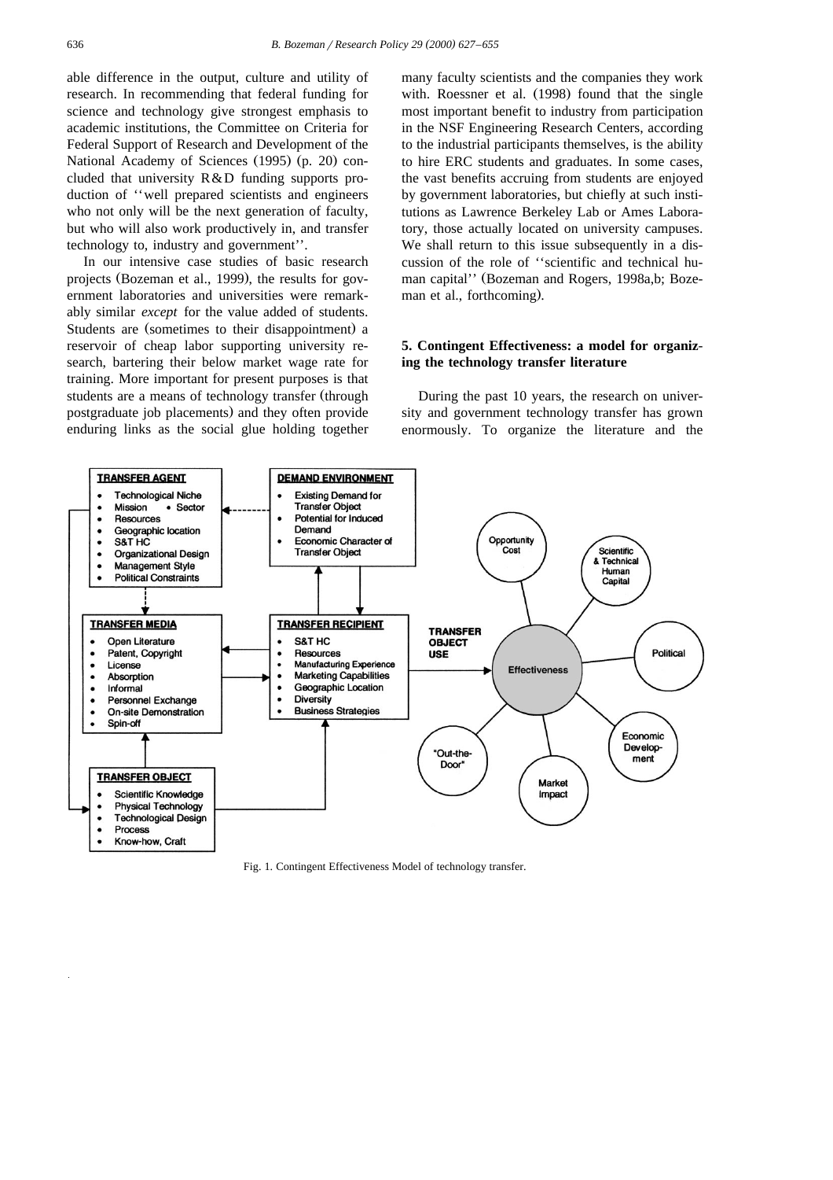able difference in the output, culture and utility of research. In recommending that federal funding for science and technology give strongest emphasis to academic institutions, the Committee on Criteria for Federal Support of Research and Development of the National Academy of Sciences (1995) (p. 20) concluded that university R&D funding supports production of ''well prepared scientists and engineers who not only will be the next generation of faculty, but who will also work productively in, and transfer technology to, industry and government''.

In our intensive case studies of basic research projects (Bozeman et al., 1999), the results for government laboratories and universities were remarkably similar *except* for the value added of students. Students are (sometimes to their disappointment) a reservoir of cheap labor supporting university research, bartering their below market wage rate for training. More important for present purposes is that students are a means of technology transfer (through postgraduate job placements) and they often provide enduring links as the social glue holding together many faculty scientists and the companies they work with. Roessner et al. (1998) found that the single most important benefit to industry from participation in the NSF Engineering Research Centers, according to the industrial participants themselves, is the ability to hire ERC students and graduates. In some cases, the vast benefits accruing from students are enjoyed by government laboratories, but chiefly at such institutions as Lawrence Berkeley Lab or Ames Laboratory, those actually located on university campuses. We shall return to this issue subsequently in a discussion of the role of ''scientific and technical human capital'' (Bozeman and Rogers, 1998a,b; Bozeman et al., forthcoming).

## 5. Contingent Effectiveness: a model for organizing the technology transfer literature

During the past 10 years, the research on university and government technology transfer has grown enormously. To organize the literature and the

Fig. 1. Contingent Effectiveness Model of technology transfer.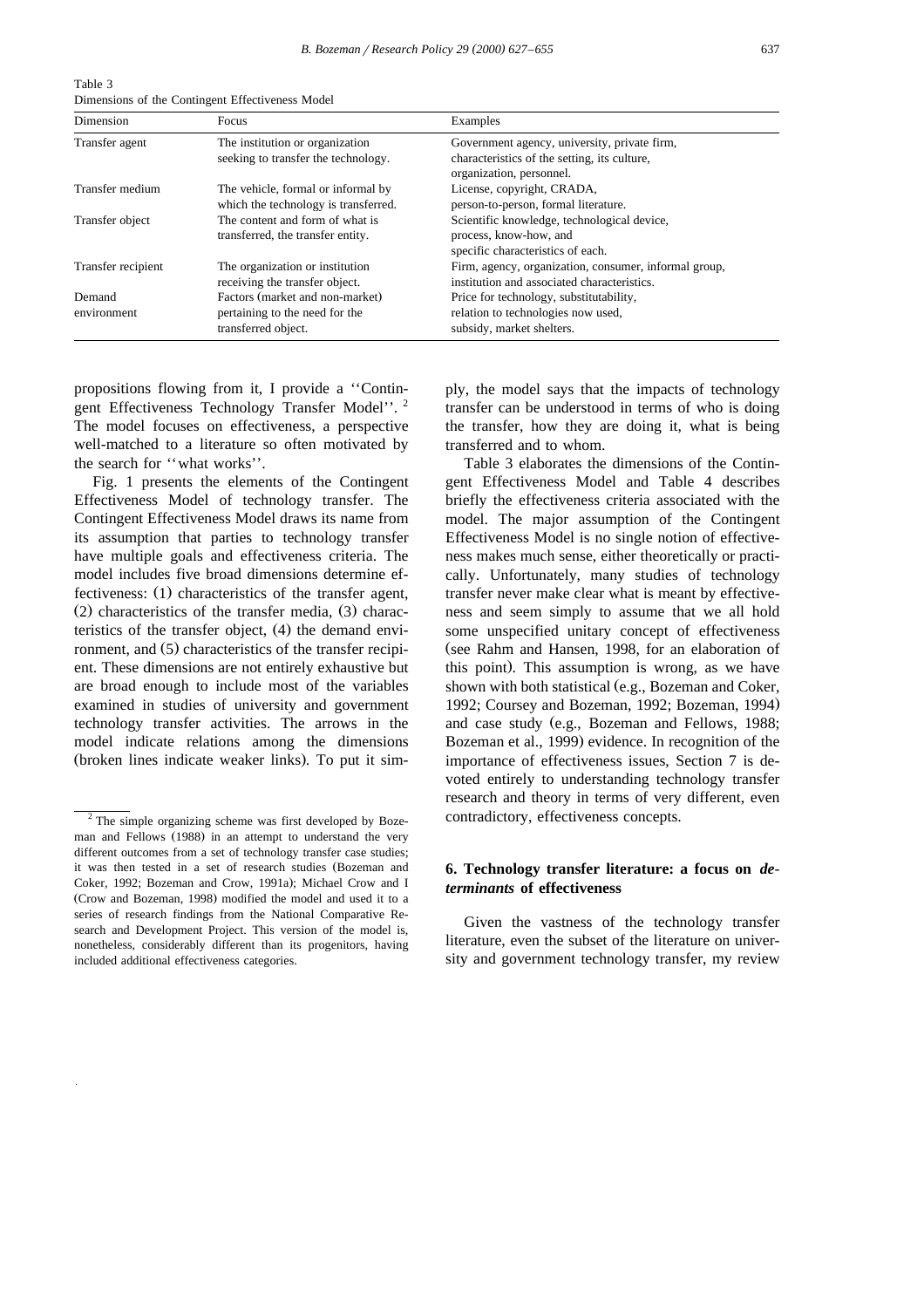Table 3
Dimensions of the Contingent Effectiveness Model

| Dimension | Focus | Examples |
|---|---|---|
| Transfer agent | The institution or organization seeking to transfer the technology. | Government agency, university, private firm, characteristics of the setting, its culture, organization, personnel. |
| Transfer medium | The vehicle, formal or informal by which the technology is transferred. | License, copyright, CRADA, person-to-person, formal literature. |
| Transfer object | The content and form of what is transferred, the transfer entity. | Scientific knowledge, technological device, process, know-how, and specific characteristics of each. |
| Transfer recipient | The organization or institution receiving the transfer object. | Firm, agency, organization, consumer, informal group, institution and associated characteristics. |
| Demand environment | Factors (market and non-market) pertaining to the need for the transferred object. | Price for technology, substitutability, relation to technologies now used, subsidy, market shelters. |

propositions flowing from it, I provide a ''Contingent Effectiveness Technology Transfer Model''. [2] The model focuses on effectiveness, a perspective well-matched to a literature so often motivated by the search for ''what works''.

Fig. 1 presents the elements of the Contingent Effectiveness Model of technology transfer. The Contingent Effectiveness Model draws its name from its assumption that parties to technology transfer have multiple goals and effectiveness criteria. The model includes five broad dimensions determine effectiveness: (1) characteristics of the transfer agent, (2) characteristics of the transfer media, (3) characteristics of the transfer object, (4) the demand environment, and (5) characteristics of the transfer recipient. These dimensions are not entirely exhaustive but are broad enough to include most of the variables examined in studies of university and government technology transfer activities. The arrows in the model indicate relations among the dimensions (broken lines indicate weaker links). To put it simply, the model says that the impacts of technology transfer can be understood in terms of who is doing the transfer, how they are doing it, what is being transferred and to whom.

Table 3 elaborates the dimensions of the Contingent Effectiveness Model and Table 4 describes briefly the effectiveness criteria associated with the model. The major assumption of the Contingent Effectiveness Model is no single notion of effectiveness makes much sense, either theoretically or practically. Unfortunately, many studies of technology transfer never make clear what is meant by effectiveness and seem simply to assume that we all hold some unspecified unitary concept of effectiveness (see Rahm and Hansen, 1998, for an elaboration of this point). This assumption is wrong, as we have shown with both statistical (e.g., Bozeman and Coker, 1992; Coursey and Bozeman, 1992; Bozeman, 1994) and case study (e.g., Bozeman and Fellows, 1988; Bozeman et al., 1999) evidence. In recognition of the importance of effectiveness issues, Section 7 is devoted entirely to understanding technology transfer research and theory in terms of very different, even contradictory, effectiveness concepts.

## 6. Technology transfer literature: a focus on *determinants* of effectiveness

Given the vastness of the technology transfer literature, even the subset of the literature on university and government technology transfer, my review

[2] The simple organizing scheme was first developed by Bozeman and Fellows (1988) in an attempt to understand the very different outcomes from a set of technology transfer case studies; it was then tested in a set of research studies (Bozeman and Coker, 1992; Bozeman and Crow, 1991a); Michael Crow and I (Crow and Bozeman, 1998) modified the model and used it to a series of research findings from the National Comparative Research and Development Project. This version of the model is, nonetheless, considerably different than its progenitors, having included additional effectiveness categories.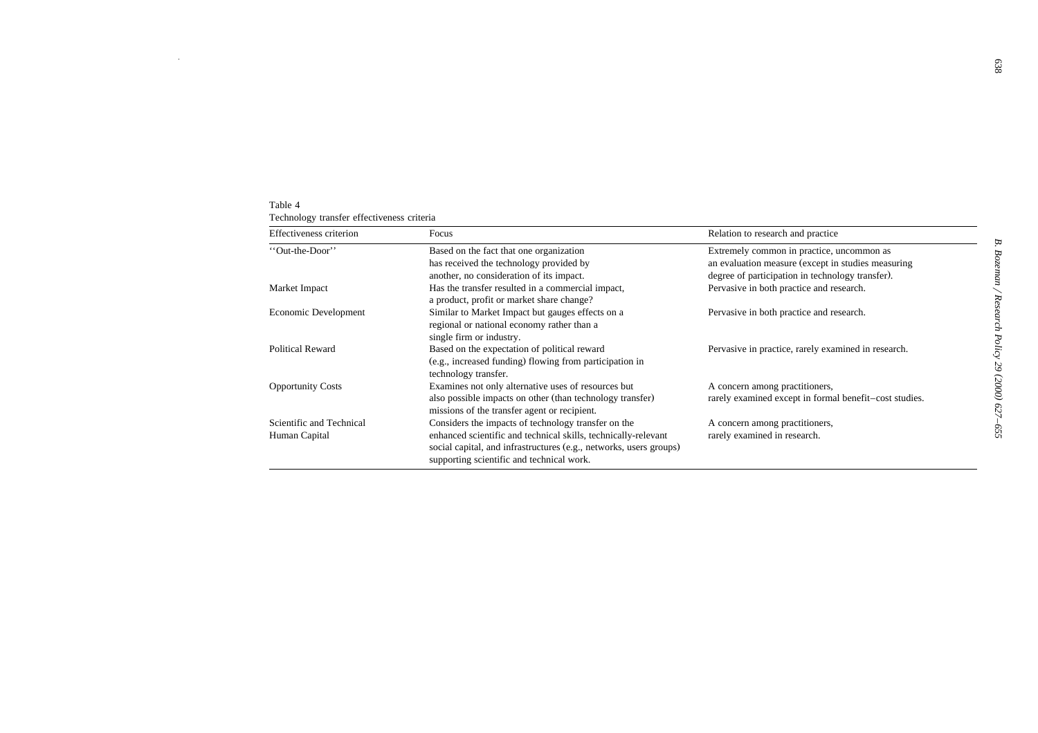Table 4
Technology transfer effectiveness criteria

| Effectiveness criterion | Focus | Relation to research and practice |
|---|---|---|
| ''Out-the-Door'' | Based on the fact that one organization has received the technology provided by another, no consideration of its impact. | Extremely common in practice, uncommon as an evaluation measure (except in studies measuring degree of participation in technology transfer). |
| Market Impact | Has the transfer resulted in a commercial impact, a product, profit or market share change? | Pervasive in both practice and research. |
| Economic Development | Similar to Market Impact but gauges effects on a regional or national economy rather than a single firm or industry. | Pervasive in both practice and research. |
| Political Reward | Based on the expectation of political reward (e.g., increased funding) flowing from participation in technology transfer. | Pervasive in practice, rarely examined in research. |
| Opportunity Costs | Examines not only alternative uses of resources but also possible impacts on other (than technology transfer) missions of the transfer agent or recipient. | A concern among practitioners, rarely examined except in formal benefit–cost studies. |
| Scientific and Technical Human Capital | Considers the impacts of technology transfer on the enhanced scientific and technical skills, technically-relevant social capital, and infrastructures (e.g., networks, users groups) supporting scientific and technical work. | A concern among practitioners, rarely examined in research. |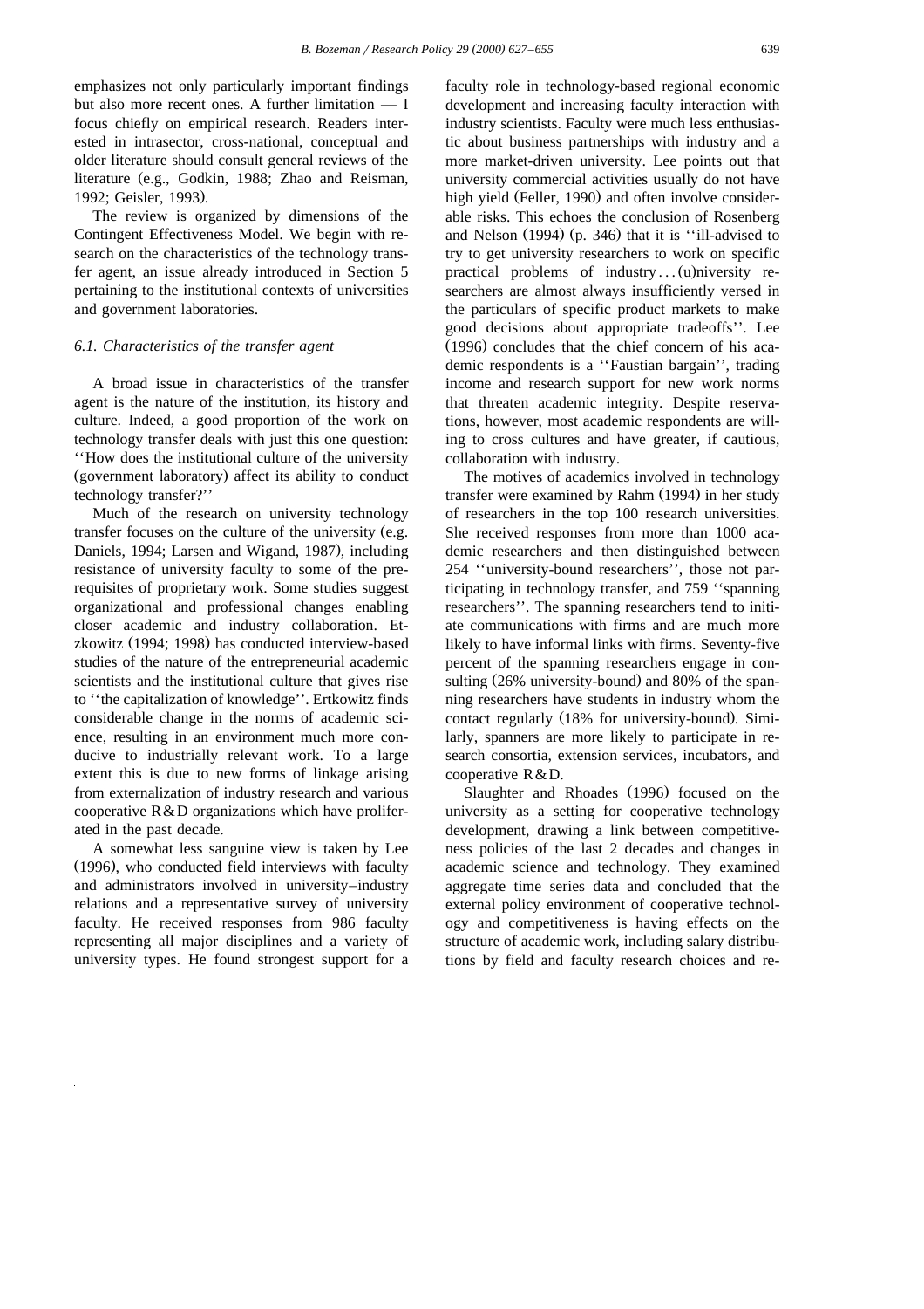emphasizes not only particularly important findings but also more recent ones. A further limitation — I focus chiefly on empirical research. Readers interested in intrasector, cross-national, conceptual and older literature should consult general reviews of the literature (e.g., Godkin, 1988; Zhao and Reisman, 1992; Geisler, 1993).

The review is organized by dimensions of the Contingent Effectiveness Model. We begin with research on the characteristics of the technology transfer agent, an issue already introduced in Section 5 pertaining to the institutional contexts of universities and government laboratories.

### 6.1. Characteristics of the transfer agent

A broad issue in characteristics of the transfer agent is the nature of the institution, its history and culture. Indeed, a good proportion of the work on technology transfer deals with just this one question: ''How does the institutional culture of the university (government laboratory) affect its ability to conduct technology transfer?''

Much of the research on university technology transfer focuses on the culture of the university (e.g. Daniels, 1994; Larsen and Wigand, 1987), including resistance of university faculty to some of the prerequisites of proprietary work. Some studies suggest organizational and professional changes enabling closer academic and industry collaboration. Etzkowitz (1994; 1998) has conducted interview-based studies of the nature of the entrepreneurial academic scientists and the institutional culture that gives rise to ''the capitalization of knowledge''. Ertkowitz finds considerable change in the norms of academic science, resulting in an environment much more conducive to industrially relevant work. To a large extent this is due to new forms of linkage arising from externalization of industry research and various cooperative R&D organizations which have proliferated in the past decade.

A somewhat less sanguine view is taken by Lee (1996), who conducted field interviews with faculty and administrators involved in university–industry relations and a representative survey of university faculty. He received responses from 986 faculty representing all major disciplines and a variety of university types. He found strongest support for a faculty role in technology-based regional economic development and increasing faculty interaction with industry scientists. Faculty were much less enthusiastic about business partnerships with industry and a more market-driven university. Lee points out that university commercial activities usually do not have high yield (Feller, 1990) and often involve considerable risks. This echoes the conclusion of Rosenberg and Nelson (1994) (p. 346) that it is ''ill-advised to try to get university researchers to work on specific practical problems of industry...(u)niversity researchers are almost always insufficiently versed in the particulars of specific product markets to make good decisions about appropriate tradeoffs''. Lee (1996) concludes that the chief concern of his academic respondents is a ''Faustian bargain'', trading income and research support for new work norms that threaten academic integrity. Despite reservations, however, most academic respondents are willing to cross cultures and have greater, if cautious, collaboration with industry.

The motives of academics involved in technology transfer were examined by Rahm (1994) in her study of researchers in the top 100 research universities. She received responses from more than 1000 academic researchers and then distinguished between 254 ''university-bound researchers'', those not participating in technology transfer, and 759 ''spanning researchers''. The spanning researchers tend to initiate communications with firms and are much more likely to have informal links with firms. Seventy-five percent of the spanning researchers engage in consulting (26% university-bound) and 80% of the spanning researchers have students in industry whom the contact regularly (18% for university-bound). Similarly, spanners are more likely to participate in research consortia, extension services, incubators, and cooperative R&D.

Slaughter and Rhoades (1996) focused on the university as a setting for cooperative technology development, drawing a link between competitiveness policies of the last 2 decades and changes in academic science and technology. They examined aggregate time series data and concluded that the external policy environment of cooperative technology and competitiveness is having effects on the structure of academic work, including salary distributions by field and faculty research choices and re-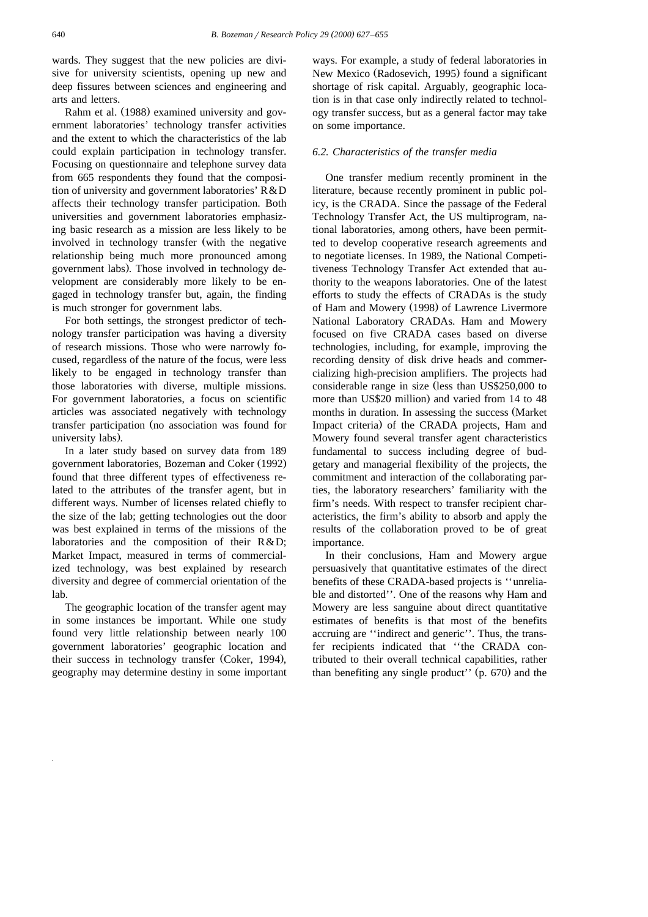wards. They suggest that the new policies are divisive for university scientists, opening up new and deep fissures between sciences and engineering and arts and letters.

Rahm et al. (1988) examined university and government laboratories' technology transfer activities and the extent to which the characteristics of the lab could explain participation in technology transfer. Focusing on questionnaire and telephone survey data from 665 respondents they found that the composition of university and government laboratories' R&D affects their technology transfer participation. Both universities and government laboratories emphasizing basic research as a mission are less likely to be involved in technology transfer (with the negative relationship being much more pronounced among government labs). Those involved in technology development are considerably more likely to be engaged in technology transfer but, again, the finding is much stronger for government labs.

For both settings, the strongest predictor of technology transfer participation was having a diversity of research missions. Those who were narrowly focused, regardless of the nature of the focus, were less likely to be engaged in technology transfer than those laboratories with diverse, multiple missions. For government laboratories, a focus on scientific articles was associated negatively with technology transfer participation (no association was found for university labs).

In a later study based on survey data from 189 government laboratories, Bozeman and Coker (1992) found that three different types of effectiveness related to the attributes of the transfer agent, but in different ways. Number of licenses related chiefly to the size of the lab; getting technologies out the door was best explained in terms of the missions of the laboratories and the composition of their R&D; Market Impact, measured in terms of commercialized technology, was best explained by research diversity and degree of commercial orientation of the lab.

The geographic location of the transfer agent may in some instances be important. While one study found very little relationship between nearly 100 government laboratories' geographic location and their success in technology transfer (Coker, 1994), geography may determine destiny in some important ways. For example, a study of federal laboratories in New Mexico (Radosevich, 1995) found a significant shortage of risk capital. Arguably, geographic location is in that case only indirectly related to technology transfer success, but as a general factor may take on some importance.

### 6.2. Characteristics of the transfer media

One transfer medium recently prominent in the literature, because recently prominent in public policy, is the CRADA. Since the passage of the Federal Technology Transfer Act, the US multiprogram, national laboratories, among others, have been permitted to develop cooperative research agreements and to negotiate licenses. In 1989, the National Competitiveness Technology Transfer Act extended that authority to the weapons laboratories. One of the latest efforts to study the effects of CRADAs is the study of Ham and Mowery (1998) of Lawrence Livermore National Laboratory CRADAs. Ham and Mowery focused on five CRADA cases based on diverse technologies, including, for example, improving the recording density of disk drive heads and commercializing high-precision amplifiers. The projects had considerable range in size (less than US$250,000 to more than US$20 million) and varied from 14 to 48 months in duration. In assessing the success (Market Impact criteria) of the CRADA projects, Ham and Mowery found several transfer agent characteristics fundamental to success including degree of budgetary and managerial flexibility of the projects, the commitment and interaction of the collaborating parties, the laboratory researchers' familiarity with the firm's needs. With respect to transfer recipient characteristics, the firm's ability to absorb and apply the results of the collaboration proved to be of great importance.

In their conclusions, Ham and Mowery argue persuasively that quantitative estimates of the direct benefits of these CRADA-based projects is ''unreliable and distorted''. One of the reasons why Ham and Mowery are less sanguine about direct quantitative estimates of benefits is that most of the benefits accruing are ''indirect and generic''. Thus, the transfer recipients indicated that ''the CRADA contributed to their overall technical capabilities, rather than benefiting any single product'' (p. 670) and the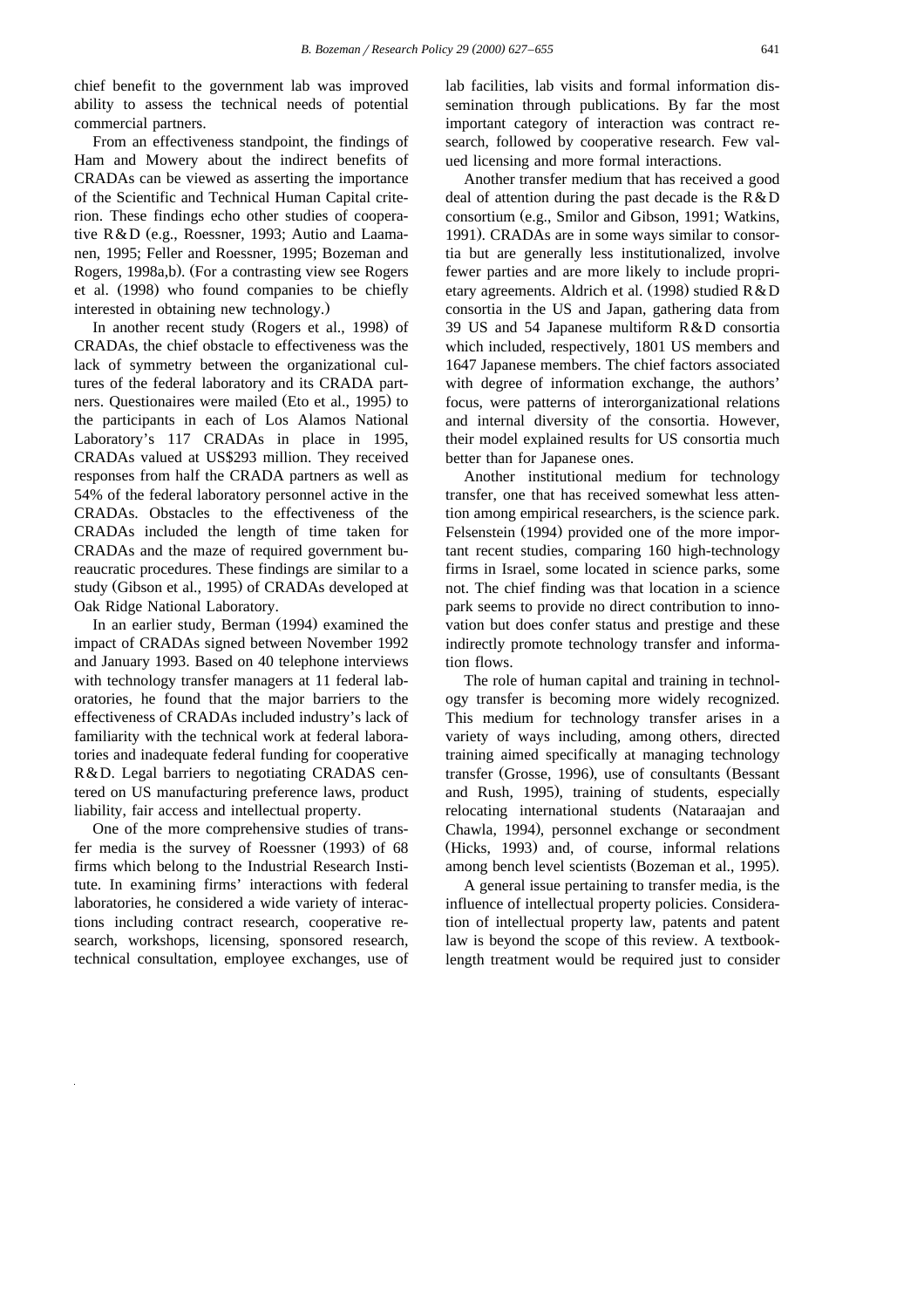chief benefit to the government lab was improved ability to assess the technical needs of potential commercial partners.

From an effectiveness standpoint, the findings of Ham and Mowery about the indirect benefits of CRADAs can be viewed as asserting the importance of the Scientific and Technical Human Capital criterion. These findings echo other studies of cooperative R&D (e.g., Roessner, 1993; Autio and Laamanen, 1995; Feller and Roessner, 1995; Bozeman and Rogers, 1998a,b). (For a contrasting view see Rogers et al. (1998) who found companies to be chiefly interested in obtaining new technology.)

In another recent study (Rogers et al., 1998) of CRADAs, the chief obstacle to effectiveness was the lack of symmetry between the organizational cultures of the federal laboratory and its CRADA partners. Questionaires were mailed (Eto et al., 1995) to the participants in each of Los Alamos National Laboratory's 117 CRADAs in place in 1995, CRADAs valued at US$293 million. They received responses from half the CRADA partners as well as 54% of the federal laboratory personnel active in the CRADAs. Obstacles to the effectiveness of the CRADAs included the length of time taken for CRADAs and the maze of required government bureaucratic procedures. These findings are similar to a study (Gibson et al., 1995) of CRADAs developed at Oak Ridge National Laboratory.

In an earlier study, Berman (1994) examined the impact of CRADAs signed between November 1992 and January 1993. Based on 40 telephone interviews with technology transfer managers at 11 federal laboratories, he found that the major barriers to the effectiveness of CRADAs included industry's lack of familiarity with the technical work at federal laboratories and inadequate federal funding for cooperative R&D. Legal barriers to negotiating CRADAS centered on US manufacturing preference laws, product liability, fair access and intellectual property.

One of the more comprehensive studies of transfer media is the survey of Roessner (1993) of 68 firms which belong to the Industrial Research Institute. In examining firms' interactions with federal laboratories, he considered a wide variety of interactions including contract research, cooperative research, workshops, licensing, sponsored research, technical consultation, employee exchanges, use of lab facilities, lab visits and formal information dissemination through publications. By far the most important category of interaction was contract research, followed by cooperative research. Few valued licensing and more formal interactions.

Another transfer medium that has received a good deal of attention during the past decade is the R&D consortium (e.g., Smilor and Gibson, 1991; Watkins, 1991). CRADAs are in some ways similar to consortia but are generally less institutionalized, involve fewer parties and are more likely to include proprietary agreements. Aldrich et al. (1998) studied R&D consortia in the US and Japan, gathering data from 39 US and 54 Japanese multiform R&D consortia which included, respectively, 1801 US members and 1647 Japanese members. The chief factors associated with degree of information exchange, the authors' focus, were patterns of interorganizational relations and internal diversity of the consortia. However, their model explained results for US consortia much better than for Japanese ones.

Another institutional medium for technology transfer, one that has received somewhat less attention among empirical researchers, is the science park. Felsenstein (1994) provided one of the more important recent studies, comparing 160 high-technology firms in Israel, some located in science parks, some not. The chief finding was that location in a science park seems to provide no direct contribution to innovation but does confer status and prestige and these indirectly promote technology transfer and information flows.

The role of human capital and training in technology transfer is becoming more widely recognized. This medium for technology transfer arises in a variety of ways including, among others, directed training aimed specifically at managing technology transfer (Grosse, 1996), use of consultants (Bessant and Rush, 1995), training of students, especially relocating international students (Nataraajan and Chawla, 1994), personnel exchange or secondment (Hicks, 1993) and, of course, informal relations among bench level scientists (Bozeman et al., 1995).

A general issue pertaining to transfer media, is the influence of intellectual property policies. Consideration of intellectual property law, patents and patent law is beyond the scope of this review. A textbook-length treatment would be required just to consider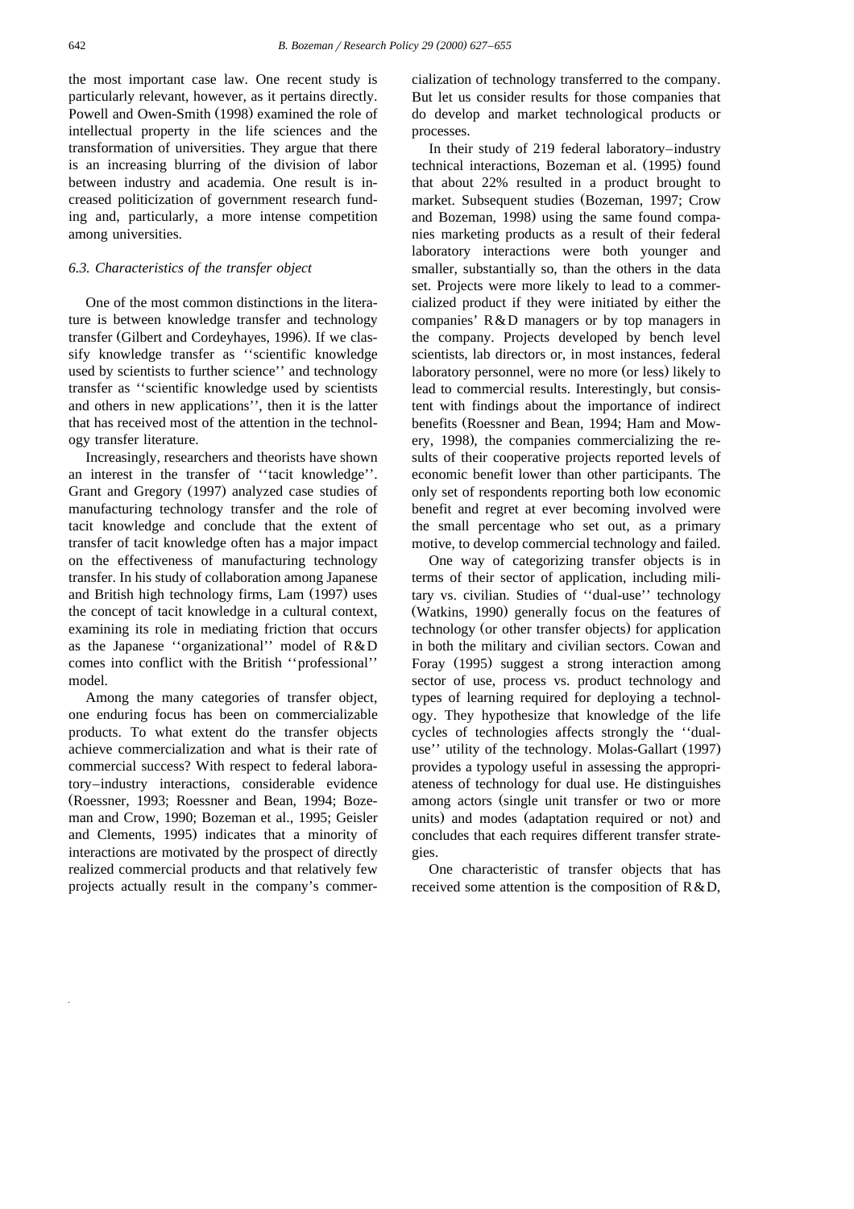the most important case law. One recent study is particularly relevant, however, as it pertains directly. Powell and Owen-Smith (1998) examined the role of intellectual property in the life sciences and the transformation of universities. They argue that there is an increasing blurring of the division of labor between industry and academia. One result is increased politicization of government research funding and, particularly, a more intense competition among universities.

### 6.3. Characteristics of the transfer object

One of the most common distinctions in the literature is between knowledge transfer and technology transfer (Gilbert and Cordeyhayes, 1996). If we classify knowledge transfer as ''scientific knowledge used by scientists to further science'' and technology transfer as ''scientific knowledge used by scientists and others in new applications'', then it is the latter that has received most of the attention in the technology transfer literature.

Increasingly, researchers and theorists have shown an interest in the transfer of ''tacit knowledge''. Grant and Gregory (1997) analyzed case studies of manufacturing technology transfer and the role of tacit knowledge and conclude that the extent of transfer of tacit knowledge often has a major impact on the effectiveness of manufacturing technology transfer. In his study of collaboration among Japanese and British high technology firms, Lam (1997) uses the concept of tacit knowledge in a cultural context, examining its role in mediating friction that occurs as the Japanese ''organizational'' model of R&D comes into conflict with the British ''professional'' model.

Among the many categories of transfer object, one enduring focus has been on commercializable products. To what extent do the transfer objects achieve commercialization and what is their rate of commercial success? With respect to federal laboratory–industry interactions, considerable evidence (Roessner, 1993; Roessner and Bean, 1994; Bozeman and Crow, 1990; Bozeman et al., 1995; Geisler and Clements, 1995) indicates that a minority of interactions are motivated by the prospect of directly realized commercial products and that relatively few projects actually result in the company's commercialization of technology transferred to the company. But let us consider results for those companies that do develop and market technological products or processes.

In their study of 219 federal laboratory–industry technical interactions, Bozeman et al. (1995) found that about 22% resulted in a product brought to market. Subsequent studies (Bozeman, 1997; Crow and Bozeman, 1998) using the same found companies marketing products as a result of their federal laboratory interactions were both younger and smaller, substantially so, than the others in the data set. Projects were more likely to lead to a commercialized product if they were initiated by either the companies' R&D managers or by top managers in the company. Projects developed by bench level scientists, lab directors or, in most instances, federal laboratory personnel, were no more (or less) likely to lead to commercial results. Interestingly, but consistent with findings about the importance of indirect benefits (Roessner and Bean, 1994; Ham and Mowery, 1998), the companies commercializing the results of their cooperative projects reported levels of economic benefit lower than other participants. The only set of respondents reporting both low economic benefit and regret at ever becoming involved were the small percentage who set out, as a primary motive, to develop commercial technology and failed.

One way of categorizing transfer objects is in terms of their sector of application, including military vs. civilian. Studies of ''dual-use'' technology (Watkins, 1990) generally focus on the features of technology (or other transfer objects) for application in both the military and civilian sectors. Cowan and Foray (1995) suggest a strong interaction among sector of use, process vs. product technology and types of learning required for deploying a technology. They hypothesize that knowledge of the life cycles of technologies affects strongly the ''dual-use'' utility of the technology. Molas-Gallart (1997) provides a typology useful in assessing the appropriateness of technology for dual use. He distinguishes among actors (single unit transfer or two or more units) and modes (adaptation required or not) and concludes that each requires different transfer strategies.

One characteristic of transfer objects that has received some attention is the composition of R&D,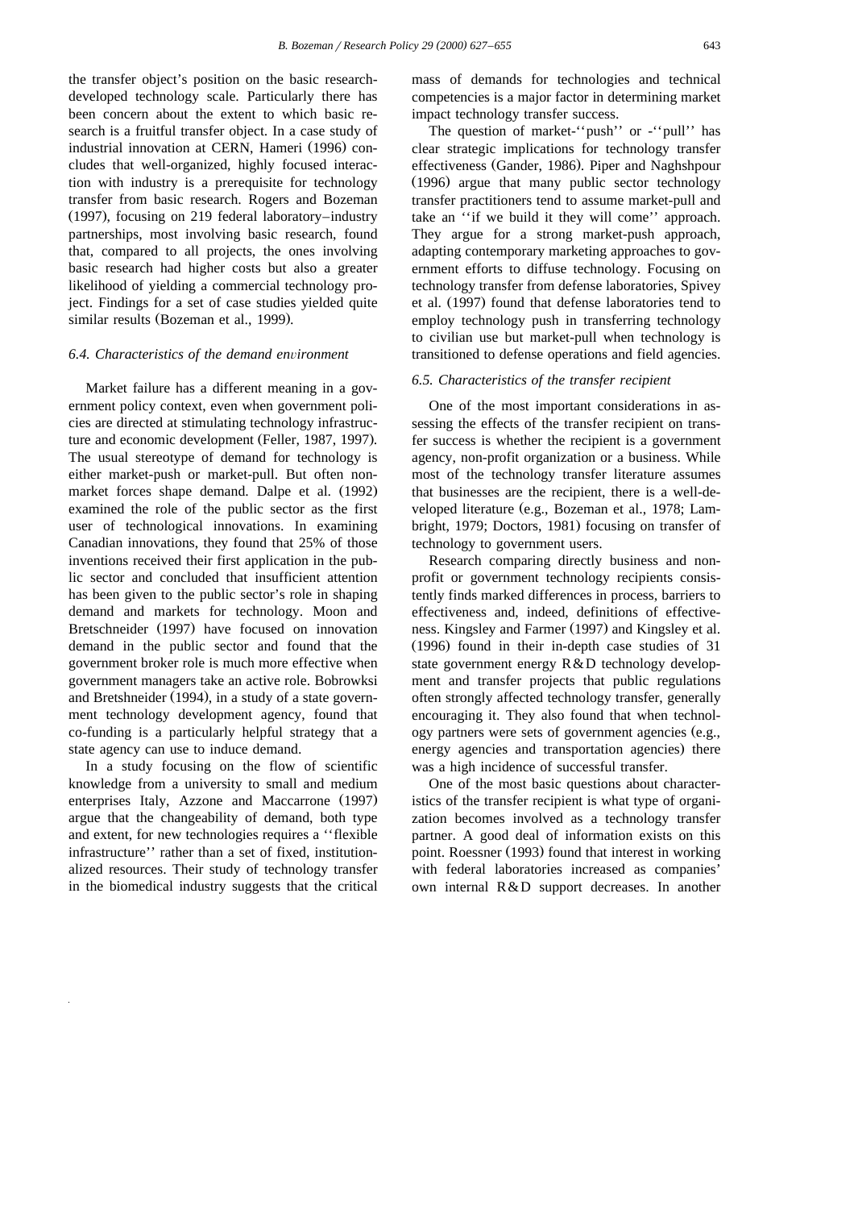the transfer object's position on the basic research-developed technology scale. Particularly there has been concern about the extent to which basic research is a fruitful transfer object. In a case study of industrial innovation at CERN, Hameri (1996) concludes that well-organized, highly focused interaction with industry is a prerequisite for technology transfer from basic research. Rogers and Bozeman (1997), focusing on 219 federal laboratory–industry partnerships, most involving basic research, found that, compared to all projects, the ones involving basic research had higher costs but also a greater likelihood of yielding a commercial technology project. Findings for a set of case studies yielded quite similar results (Bozeman et al., 1999).

### 6.4. Characteristics of the demand environment

Market failure has a different meaning in a government policy context, even when government policies are directed at stimulating technology infrastructure and economic development (Feller, 1987, 1997). The usual stereotype of demand for technology is either market-push or market-pull. But often non-market forces shape demand. Dalpe et al. (1992) examined the role of the public sector as the first user of technological innovations. In examining Canadian innovations, they found that 25% of those inventions received their first application in the public sector and concluded that insufficient attention has been given to the public sector's role in shaping demand and markets for technology. Moon and Bretschneider (1997) have focused on innovation demand in the public sector and found that the government broker role is much more effective when government managers take an active role. Bobrowksi and Bretshneider (1994), in a study of a state government technology development agency, found that co-funding is a particularly helpful strategy that a state agency can use to induce demand.

In a study focusing on the flow of scientific knowledge from a university to small and medium enterprises Italy, Azzone and Maccarrone (1997) argue that the changeability of demand, both type and extent, for new technologies requires a ''flexible infrastructure'' rather than a set of fixed, institutionalized resources. Their study of technology transfer in the biomedical industry suggests that the critical mass of demands for technologies and technical competencies is a major factor in determining market impact technology transfer success.

The question of market-''push'' or -''pull'' has clear strategic implications for technology transfer effectiveness (Gander, 1986). Piper and Naghshpour (1996) argue that many public sector technology transfer practitioners tend to assume market-pull and take an ''if we build it they will come'' approach. They argue for a strong market-push approach, adapting contemporary marketing approaches to government efforts to diffuse technology. Focusing on technology transfer from defense laboratories, Spivey et al. (1997) found that defense laboratories tend to employ technology push in transferring technology to civilian use but market-pull when technology is transitioned to defense operations and field agencies.

### 6.5. Characteristics of the transfer recipient

One of the most important considerations in assessing the effects of the transfer recipient on transfer success is whether the recipient is a government agency, non-profit organization or a business. While most of the technology transfer literature assumes that businesses are the recipient, there is a well-developed literature (e.g., Bozeman et al., 1978; Lambright, 1979; Doctors, 1981) focusing on transfer of technology to government users.

Research comparing directly business and non-profit or government technology recipients consistently finds marked differences in process, barriers to effectiveness and, indeed, definitions of effectiveness. Kingsley and Farmer (1997) and Kingsley et al. (1996) found in their in-depth case studies of 31 state government energy R&D technology development and transfer projects that public regulations often strongly affected technology transfer, generally encouraging it. They also found that when technology partners were sets of government agencies (e.g., energy agencies and transportation agencies) there was a high incidence of successful transfer.

One of the most basic questions about characteristics of the transfer recipient is what type of organization becomes involved as a technology transfer partner. A good deal of information exists on this point. Roessner (1993) found that interest in working with federal laboratories increased as companies' own internal R&D support decreases. In another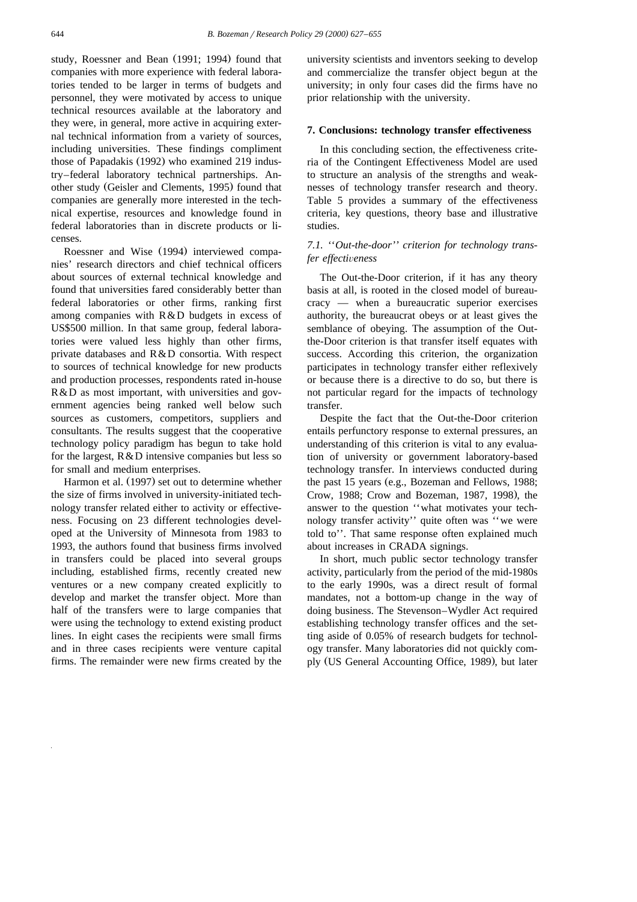study, Roessner and Bean (1991; 1994) found that companies with more experience with federal laboratories tended to be larger in terms of budgets and personnel, they were motivated by access to unique technical resources available at the laboratory and they were, in general, more active in acquiring external technical information from a variety of sources, including universities. These findings compliment those of Papadakis (1992) who examined 219 industry–federal laboratory technical partnerships. Another study (Geisler and Clements, 1995) found that companies are generally more interested in the technical expertise, resources and knowledge found in federal laboratories than in discrete products or licenses.

Roessner and Wise (1994) interviewed companies' research directors and chief technical officers about sources of external technical knowledge and found that universities fared considerably better than federal laboratories or other firms, ranking first among companies with R&D budgets in excess of US$500 million. In that same group, federal laboratories were valued less highly than other firms, private databases and R&D consortia. With respect to sources of technical knowledge for new products and production processes, respondents rated in-house R&D as most important, with universities and government agencies being ranked well below such sources as customers, competitors, suppliers and consultants. The results suggest that the cooperative technology policy paradigm has begun to take hold for the largest, R&D intensive companies but less so for small and medium enterprises.

Harmon et al. (1997) set out to determine whether the size of firms involved in university-initiated technology transfer related either to activity or effectiveness. Focusing on 23 different technologies developed at the University of Minnesota from 1983 to 1993, the authors found that business firms involved in transfers could be placed into several groups including, established firms, recently created new ventures or a new company created explicitly to develop and market the transfer object. More than half of the transfers were to large companies that were using the technology to extend existing product lines. In eight cases the recipients were small firms and in three cases recipients were venture capital firms. The remainder were new firms created by the university scientists and inventors seeking to develop and commercialize the transfer object begun at the university; in only four cases did the firms have no prior relationship with the university.

## 7. Conclusions: technology transfer effectiveness

In this concluding section, the effectiveness criteria of the Contingent Effectiveness Model are used to structure an analysis of the strengths and weaknesses of technology transfer research and theory. Table 5 provides a summary of the effectiveness criteria, key questions, theory base and illustrative studies.

### 7.1. ''Out-the-door'' criterion for technology transfer effectiveness

The Out-the-Door criterion, if it has any theory basis at all, is rooted in the closed model of bureaucracy — when a bureaucratic superior exercises authority, the bureaucrat obeys or at least gives the semblance of obeying. The assumption of the Out-the-Door criterion is that transfer itself equates with success. According this criterion, the organization participates in technology transfer either reflexively or because there is a directive to do so, but there is not particular regard for the impacts of technology transfer.

Despite the fact that the Out-the-Door criterion entails perfunctory response to external pressures, an understanding of this criterion is vital to any evaluation of university or government laboratory-based technology transfer. In interviews conducted during the past 15 years (e.g., Bozeman and Fellows, 1988; Crow, 1988; Crow and Bozeman, 1987, 1998), the answer to the question ''what motivates your technology transfer activity'' quite often was ''we were told to''. That same response often explained much about increases in CRADA signings.

In short, much public sector technology transfer activity, particularly from the period of the mid-1980s to the early 1990s, was a direct result of formal mandates, not a bottom-up change in the way of doing business. The Stevenson–Wydler Act required establishing technology transfer offices and the setting aside of 0.05% of research budgets for technology transfer. Many laboratories did not quickly comply (US General Accounting Office, 1989), but later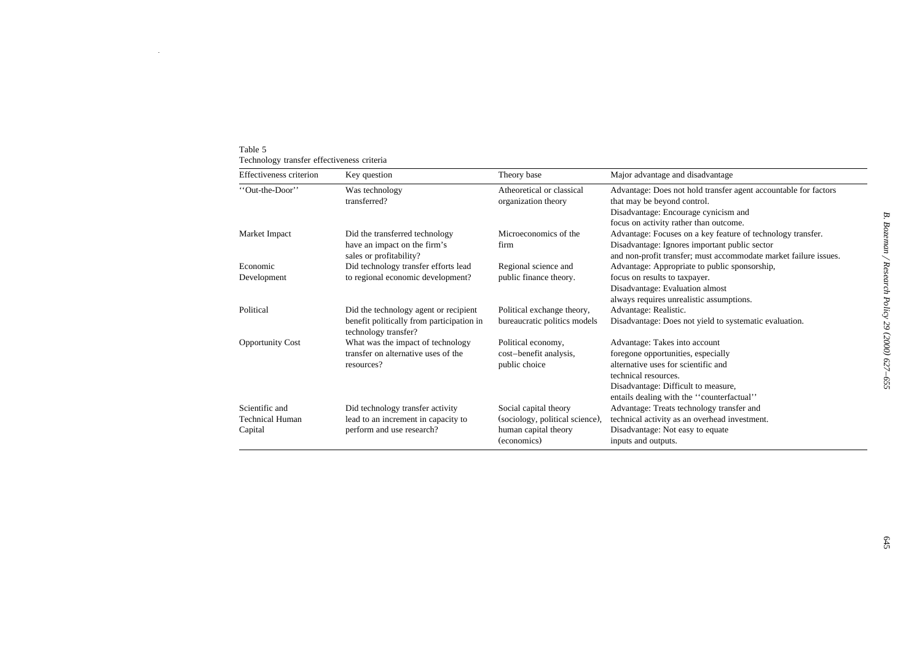Table 5
Technology transfer effectiveness criteria

| Effectiveness criterion | Key question | Theory base | Major advantage and disadvantage |
|---|---|---|---|
| ''Out-the-Door'' | Was technology transferred? | Atheoretical or classical organization theory | Advantage: Does not hold transfer agent accountable for factors that may be beyond control. Disadvantage: Encourage cynicism and focus on activity rather than outcome. |
| Market Impact | Did the transferred technology have an impact on the firm's sales or profitability? | Microeconomics of the firm | Advantage: Focuses on a key feature of technology transfer. Disadvantage: Ignores important public sector and non-profit transfer; must accommodate market failure issues. |
| Economic Development | Did technology transfer efforts lead to regional economic development? | Regional science and public finance theory. | Advantage: Appropriate to public sponsorship, focus on results to taxpayer. Disadvantage: Evaluation almost always requires unrealistic assumptions. |
| Political | Did the technology agent or recipient benefit politically from participation in technology transfer? | Political exchange theory, bureaucratic politics models | Advantage: Realistic. Disadvantage: Does not yield to systematic evaluation. |
| Opportunity Cost | What was the impact of technology transfer on alternative uses of the resources? | Political economy, cost–benefit analysis, public choice | Advantage: Takes into account foregone opportunities, especially alternative uses for scientific and technical resources. Disadvantage: Difficult to measure, entails dealing with the ''counterfactual'' |
| Scientific and Technical Human Capital | Did technology transfer activity lead to an increment in capacity to perform and use research? | Social capital theory (sociology, political science), human capital theory (economics) | Advantage: Treats technology transfer and technical activity as an overhead investment. Disadvantage: Not easy to equate inputs and outputs. |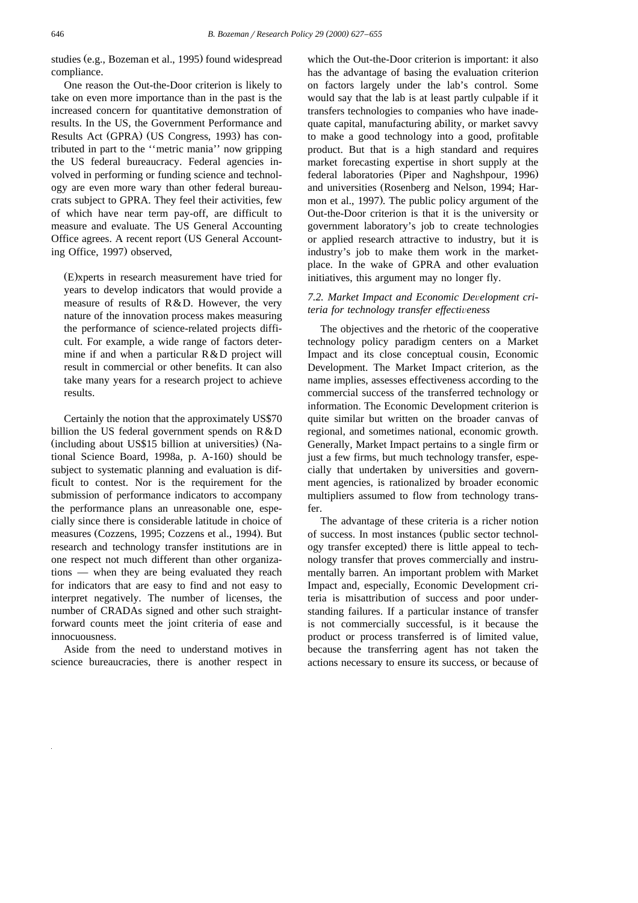studies (e.g., Bozeman et al., 1995) found widespread compliance.

One reason the Out-the-Door criterion is likely to take on even more importance than in the past is the increased concern for quantitative demonstration of results. In the US, the Government Performance and Results Act (GPRA) (US Congress, 1993) has contributed in part to the ''metric mania'' now gripping the US federal bureaucracy. Federal agencies involved in performing or funding science and technology are even more wary than other federal bureaucrats subject to GPRA. They feel their activities, few of which have near term pay-off, are difficult to measure and evaluate. The US General Accounting Office agrees. A recent report (US General Accounting Office, 1997) observed,

> (E)xperts in research measurement have tried for years to develop indicators that would provide a measure of results of R&D. However, the very nature of the innovation process makes measuring the performance of science-related projects difficult. For example, a wide range of factors determine if and when a particular R&D project will result in commercial or other benefits. It can also take many years for a research project to achieve results.

Certainly the notion that the approximately US$70 billion the US federal government spends on R&D (including about US$15 billion at universities) (National Science Board, 1998a, p. A-160) should be subject to systematic planning and evaluation is difficult to contest. Nor is the requirement for the submission of performance indicators to accompany the performance plans an unreasonable one, especially since there is considerable latitude in choice of measures (Cozzens, 1995; Cozzens et al., 1994). But research and technology transfer institutions are in one respect not much different than other organizations — when they are being evaluated they reach for indicators that are easy to find and not easy to interpret negatively. The number of licenses, the number of CRADAs signed and other such straightforward counts meet the joint criteria of ease and innocuousness.

Aside from the need to understand motives in science bureaucracies, there is another respect in which the Out-the-Door criterion is important: it also has the advantage of basing the evaluation criterion on factors largely under the lab's control. Some would say that the lab is at least partly culpable if it transfers technologies to companies who have inadequate capital, manufacturing ability, or market savvy to make a good technology into a good, profitable product. But that is a high standard and requires market forecasting expertise in short supply at the federal laboratories (Piper and Naghshpour, 1996) and universities (Rosenberg and Nelson, 1994; Harmon et al., 1997). The public policy argument of the Out-the-Door criterion is that it is the university or government laboratory's job to create technologies or applied research attractive to industry, but it is industry's job to make them work in the marketplace. In the wake of GPRA and other evaluation initiatives, this argument may no longer fly.

### *7.2. Market Impact and Economic Development criteria for technology transfer effectiveness*

The objectives and the rhetoric of the cooperative technology policy paradigm centers on a Market Impact and its close conceptual cousin, Economic Development. The Market Impact criterion, as the name implies, assesses effectiveness according to the commercial success of the transferred technology or information. The Economic Development criterion is quite similar but written on the broader canvas of regional, and sometimes national, economic growth. Generally, Market Impact pertains to a single firm or just a few firms, but much technology transfer, especially that undertaken by universities and government agencies, is rationalized by broader economic multipliers assumed to flow from technology transfer.

The advantage of these criteria is a richer notion of success. In most instances (public sector technology transfer excepted) there is little appeal to technology transfer that proves commercially and instrumentally barren. An important problem with Market Impact and, especially, Economic Development criteria is misattribution of success and poor understanding failures. If a particular instance of transfer is not commercially successful, is it because the product or process transferred is of limited value, because the transferring agent has not taken the actions necessary to ensure its success, or because of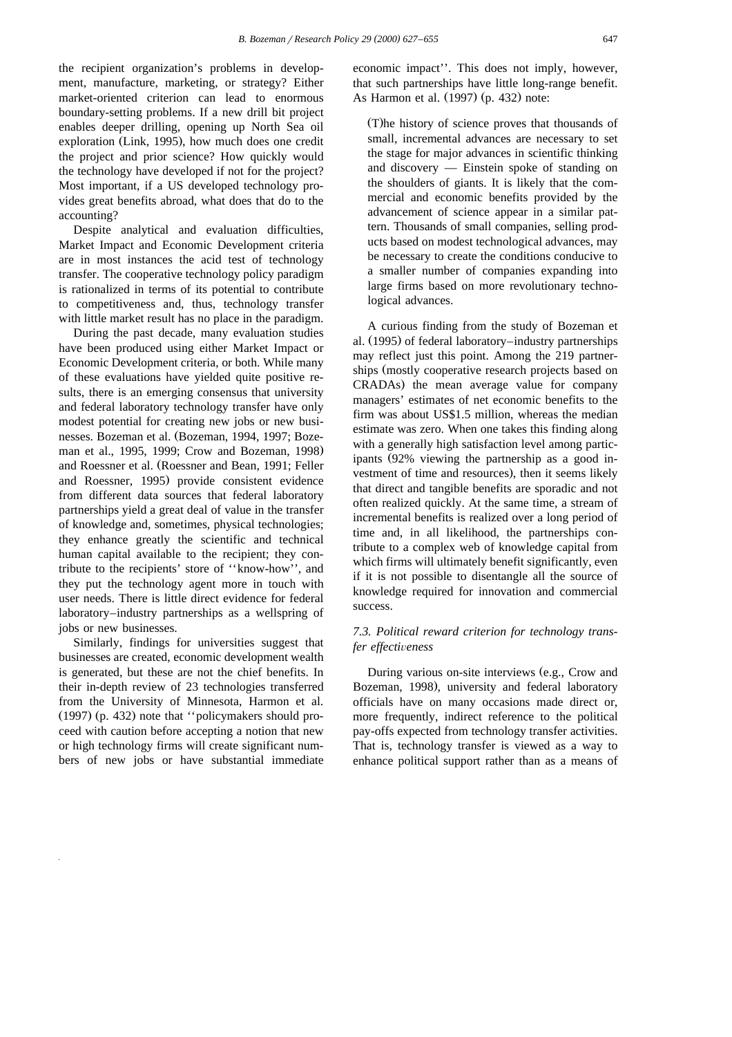the recipient organization's problems in development, manufacture, marketing, or strategy? Either market-oriented criterion can lead to enormous boundary-setting problems. If a new drill bit project enables deeper drilling, opening up North Sea oil exploration (Link, 1995), how much does one credit the project and prior science? How quickly would the technology have developed if not for the project? Most important, if a US developed technology provides great benefits abroad, what does that do to the accounting?

Despite analytical and evaluation difficulties, Market Impact and Economic Development criteria are in most instances the acid test of technology transfer. The cooperative technology policy paradigm is rationalized in terms of its potential to contribute to competitiveness and, thus, technology transfer with little market result has no place in the paradigm.

During the past decade, many evaluation studies have been produced using either Market Impact or Economic Development criteria, or both. While many of these evaluations have yielded quite positive results, there is an emerging consensus that university and federal laboratory technology transfer have only modest potential for creating new jobs or new businesses. Bozeman et al. (Bozeman, 1994, 1997; Bozeman et al., 1995, 1999; Crow and Bozeman, 1998) and Roessner et al. (Roessner and Bean, 1991; Feller and Roessner, 1995) provide consistent evidence from different data sources that federal laboratory partnerships yield a great deal of value in the transfer of knowledge and, sometimes, physical technologies; they enhance greatly the scientific and technical human capital available to the recipient; they contribute to the recipients' store of ''know-how'', and they put the technology agent more in touch with user needs. There is little direct evidence for federal laboratory–industry partnerships as a wellspring of jobs or new businesses.

Similarly, findings for universities suggest that businesses are created, economic development wealth is generated, but these are not the chief benefits. In their in-depth review of 23 technologies transferred from the University of Minnesota, Harmon et al. (1997) (p. 432) note that ''policymakers should proceed with caution before accepting a notion that new or high technology firms will create significant numbers of new jobs or have substantial immediate economic impact''. This does not imply, however, that such partnerships have little long-range benefit. As Harmon et al. (1997) (p. 432) note:

> (T)he history of science proves that thousands of small, incremental advances are necessary to set the stage for major advances in scientific thinking and discovery — Einstein spoke of standing on the shoulders of giants. It is likely that the commercial and economic benefits provided by the advancement of science appear in a similar pattern. Thousands of small companies, selling products based on modest technological advances, may be necessary to create the conditions conducive to a smaller number of companies expanding into large firms based on more revolutionary technological advances.

A curious finding from the study of Bozeman et al. (1995) of federal laboratory–industry partnerships may reflect just this point. Among the 219 partnerships (mostly cooperative research projects based on CRADAs) the mean average value for company managers' estimates of net economic benefits to the firm was about US$1.5 million, whereas the median estimate was zero. When one takes this finding along with a generally high satisfaction level among participants (92% viewing the partnership as a good investment of time and resources), then it seems likely that direct and tangible benefits are sporadic and not often realized quickly. At the same time, a stream of incremental benefits is realized over a long period of time and, in all likelihood, the partnerships contribute to a complex web of knowledge capital from which firms will ultimately benefit significantly, even if it is not possible to disentangle all the source of knowledge required for innovation and commercial success.

### 7.3. Political reward criterion for technology transfer effectiveness

During various on-site interviews (e.g., Crow and Bozeman, 1998), university and federal laboratory officials have on many occasions made direct or, more frequently, indirect reference to the political pay-offs expected from technology transfer activities. That is, technology transfer is viewed as a way to enhance political support rather than as a means of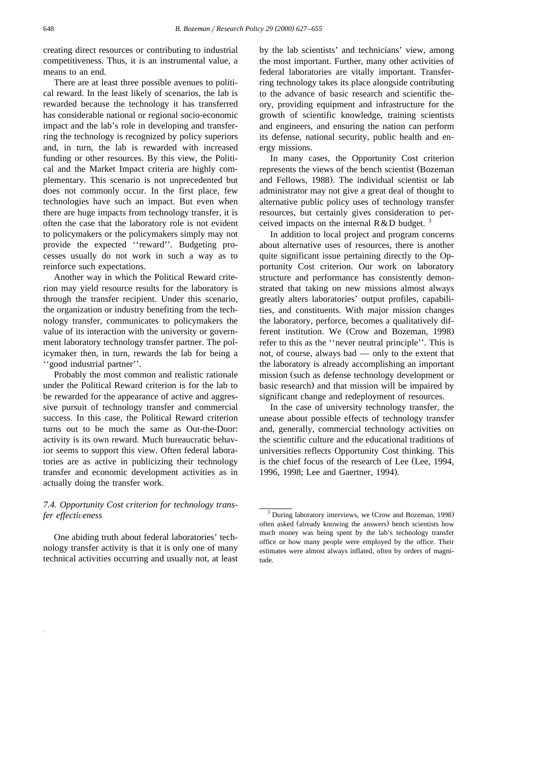creating direct resources or contributing to industrial competitiveness. Thus, it is an instrumental value, a means to an end.

There are at least three possible avenues to political reward. In the least likely of scenarios, the lab is rewarded because the technology it has transferred has considerable national or regional socio-economic impact and the lab's role in developing and transferring the technology is recognized by policy superiors and, in turn, the lab is rewarded with increased funding or other resources. By this view, the Political and the Market Impact criteria are highly complementary. This scenario is not unprecedented but does not commonly occur. In the first place, few technologies have such an impact. But even when there are huge impacts from technology transfer, it is often the case that the laboratory role is not evident to policymakers or the policymakers simply may not provide the expected ''reward''. Budgeting processes usually do not work in such a way as to reinforce such expectations.

Another way in which the Political Reward criterion may yield resource results for the laboratory is through the transfer recipient. Under this scenario, the organization or industry benefiting from the technology transfer, communicates to policymakers the value of its interaction with the university or government laboratory technology transfer partner. The policymaker then, in turn, rewards the lab for being a ''good industrial partner''.

Probably the most common and realistic rationale under the Political Reward criterion is for the lab to be rewarded for the appearance of active and aggressive pursuit of technology transfer and commercial success. In this case, the Political Reward criterion turns out to be much the same as Out-the-Door: activity is its own reward. Much bureaucratic behavior seems to support this view. Often federal laboratories are as active in publicizing their technology transfer and economic development activities as in actually doing the transfer work.

### *7.4. Opportunity Cost criterion for technology transfer effectiveness*

One abiding truth about federal laboratories' technology transfer activity is that it is only one of many technical activities occurring and usually not, at least by the lab scientists' and technicians' view, among the most important. Further, many other activities of federal laboratories are vitally important. Transferring technology takes its place alongside contributing to the advance of basic research and scientific theory, providing equipment and infrastructure for the growth of scientific knowledge, training scientists and engineers, and ensuring the nation can perform its defense, national security, public health and energy missions.

In many cases, the Opportunity Cost criterion represents the views of the bench scientist (Bozeman and Fellows, 1988). The individual scientist or lab administrator may not give a great deal of thought to alternative public policy uses of technology transfer resources, but certainly gives consideration to perceived impacts on the internal R&D budget. [3]

In addition to local project and program concerns about alternative uses of resources, there is another quite significant issue pertaining directly to the Opportunity Cost criterion. Our work on laboratory structure and performance has consistently demonstrated that taking on new missions almost always greatly alters laboratories' output profiles, capabilities, and constituents. With major mission changes the laboratory, perforce, becomes a qualitatively different institution. We (Crow and Bozeman, 1998) refer to this as the ''never neutral principle''. This is not, of course, always bad — only to the extent that the laboratory is already accomplishing an important mission (such as defense technology development or basic research) and that mission will be impaired by significant change and redeployment of resources.

In the case of university technology transfer, the unease about possible effects of technology transfer and, generally, commercial technology activities on the scientific culture and the educational traditions of universities reflects Opportunity Cost thinking. This is the chief focus of the research of Lee (Lee, 1994, 1996, 1998; Lee and Gaertner, 1994).

[3] During laboratory interviews, we (Crow and Bozeman, 1998) often asked (already knowing the answers) bench scientists how much money was being spent by the lab's technology transfer office or how many people were employed by the office. Their estimates were almost always inflated, often by orders of magnitude.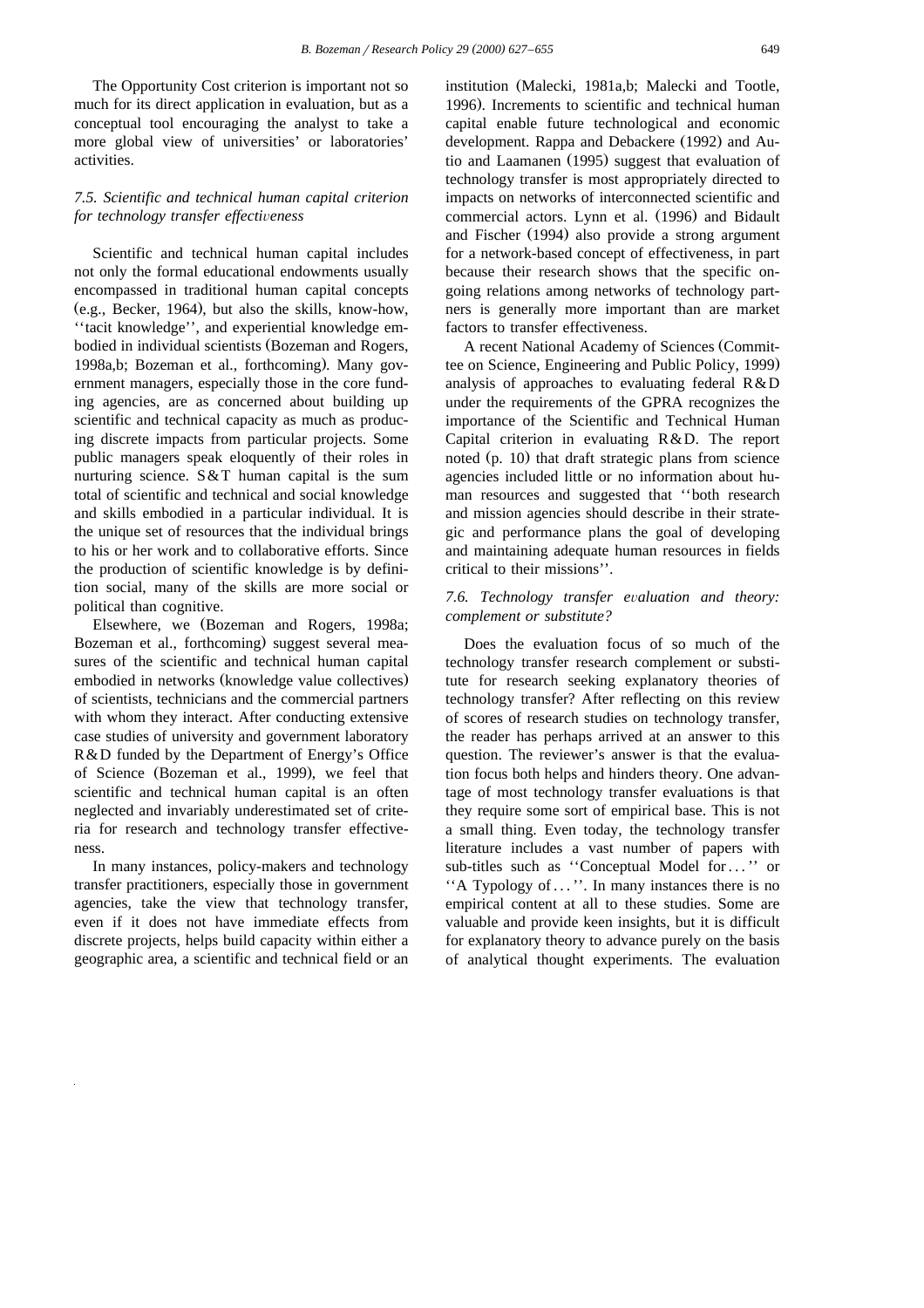The Opportunity Cost criterion is important not so much for its direct application in evaluation, but as a conceptual tool encouraging the analyst to take a more global view of universities' or laboratories' activities.

### *7.5. Scientific and technical human capital criterion for technology transfer effectiveness*

Scientific and technical human capital includes not only the formal educational endowments usually encompassed in traditional human capital concepts (e.g., Becker, 1964), but also the skills, know-how, ''tacit knowledge'', and experiential knowledge embodied in individual scientists (Bozeman and Rogers, 1998a,b; Bozeman et al., forthcoming). Many government managers, especially those in the core funding agencies, are as concerned about building up scientific and technical capacity as much as producing discrete impacts from particular projects. Some public managers speak eloquently of their roles in nurturing science. S&T human capital is the sum total of scientific and technical and social knowledge and skills embodied in a particular individual. It is the unique set of resources that the individual brings to his or her work and to collaborative efforts. Since the production of scientific knowledge is by definition social, many of the skills are more social or political than cognitive.

Elsewhere, we (Bozeman and Rogers, 1998a; Bozeman et al., forthcoming) suggest several measures of the scientific and technical human capital embodied in networks (knowledge value collectives) of scientists, technicians and the commercial partners with whom they interact. After conducting extensive case studies of university and government laboratory R&D funded by the Department of Energy's Office of Science (Bozeman et al., 1999), we feel that scientific and technical human capital is an often neglected and invariably underestimated set of criteria for research and technology transfer effectiveness.

In many instances, policy-makers and technology transfer practitioners, especially those in government agencies, take the view that technology transfer, even if it does not have immediate effects from discrete projects, helps build capacity within either a geographic area, a scientific and technical field or an institution (Malecki, 1981a,b; Malecki and Tootle, 1996). Increments to scientific and technical human capital enable future technological and economic development. Rappa and Debackere (1992) and Autio and Laamanen (1995) suggest that evaluation of technology transfer is most appropriately directed to impacts on networks of interconnected scientific and commercial actors. Lynn et al. (1996) and Bidault and Fischer (1994) also provide a strong argument for a network-based concept of effectiveness, in part because their research shows that the specific ongoing relations among networks of technology partners is generally more important than are market factors to transfer effectiveness.

A recent National Academy of Sciences (Committee on Science, Engineering and Public Policy, 1999) analysis of approaches to evaluating federal R&D under the requirements of the GPRA recognizes the importance of the Scientific and Technical Human Capital criterion in evaluating R&D. The report noted (p. 10) that draft strategic plans from science agencies included little or no information about human resources and suggested that ''both research and mission agencies should describe in their strategic and performance plans the goal of developing and maintaining adequate human resources in fields critical to their missions''.

### *7.6. Technology transfer evaluation and theory: complement or substitute?*

Does the evaluation focus of so much of the technology transfer research complement or substitute for research seeking explanatory theories of technology transfer? After reflecting on this review of scores of research studies on technology transfer, the reader has perhaps arrived at an answer to this question. The reviewer's answer is that the evaluation focus both helps and hinders theory. One advantage of most technology transfer evaluations is that they require some sort of empirical base. This is not a small thing. Even today, the technology transfer literature includes a vast number of papers with sub-titles such as ''Conceptual Model for . . . '' or ''A Typology of . . . ''. In many instances there is no empirical content at all to these studies. Some are valuable and provide keen insights, but it is difficult for explanatory theory to advance purely on the basis of analytical thought experiments. The evaluation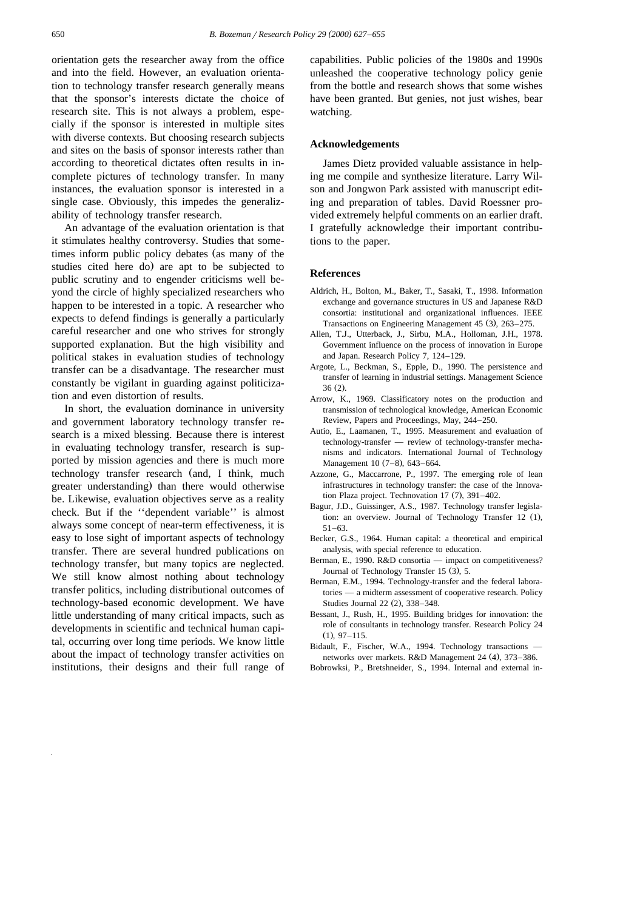orientation gets the researcher away from the office and into the field. However, an evaluation orientation to technology transfer research generally means that the sponsor's interests dictate the choice of research site. This is not always a problem, especially if the sponsor is interested in multiple sites with diverse contexts. But choosing research subjects and sites on the basis of sponsor interests rather than according to theoretical dictates often results in incomplete pictures of technology transfer. In many instances, the evaluation sponsor is interested in a single case. Obviously, this impedes the generalizability of technology transfer research.

An advantage of the evaluation orientation is that it stimulates healthy controversy. Studies that sometimes inform public policy debates (as many of the studies cited here do) are apt to be subjected to public scrutiny and to engender criticisms well beyond the circle of highly specialized researchers who happen to be interested in a topic. A researcher who expects to defend findings is generally a particularly careful researcher and one who strives for strongly supported explanation. But the high visibility and political stakes in evaluation studies of technology transfer can be a disadvantage. The researcher must constantly be vigilant in guarding against politicization and even distortion of results.

In short, the evaluation dominance in university and government laboratory technology transfer research is a mixed blessing. Because there is interest in evaluating technology transfer, research is supported by mission agencies and there is much more technology transfer research (and, I think, much greater understanding) than there would otherwise be. Likewise, evaluation objectives serve as a reality check. But if the ''dependent variable'' is almost always some concept of near-term effectiveness, it is easy to lose sight of important aspects of technology transfer. There are several hundred publications on technology transfer, but many topics are neglected. We still know almost nothing about technology transfer politics, including distributional outcomes of technology-based economic development. We have little understanding of many critical impacts, such as developments in scientific and technical human capital, occurring over long time periods. We know little about the impact of technology transfer activities on institutions, their designs and their full range of capabilities. Public policies of the 1980s and 1990s unleashed the cooperative technology policy genie from the bottle and research shows that some wishes have been granted. But genies, not just wishes, bear watching.

## Acknowledgements

James Dietz provided valuable assistance in helping me compile and synthesize literature. Larry Wilson and Jongwon Park assisted with manuscript editing and preparation of tables. David Roessner provided extremely helpful comments on an earlier draft. I gratefully acknowledge their important contributions to the paper.

## References

Aldrich, H., Bolton, M., Baker, T., Sasaki, T., 1998. Information exchange and governance structures in US and Japanese R&D consortia: institutional and organizational influences. IEEE Transactions on Engineering Management 45 (3), 263–275.

Allen, T.J., Utterback, J., Sirbu, M.A., Holloman, J.H., 1978. Government influence on the process of innovation in Europe and Japan. Research Policy 7, 124–129.

Argote, L., Beckman, S., Epple, D., 1990. The persistence and transfer of learning in industrial settings. Management Science 36 (2).

Arrow, K., 1969. Classificatory notes on the production and transmission of technological knowledge, American Economic Review, Papers and Proceedings, May, 244–250.

Autio, E., Laamanen, T., 1995. Measurement and evaluation of technology-transfer — review of technology-transfer mechanisms and indicators. International Journal of Technology Management 10 (7–8), 643–664.

Azzone, G., Maccarrone, P., 1997. The emerging role of lean infrastructures in technology transfer: the case of the Innovation Plaza project. Technovation 17 (7), 391–402.

Bagur, J.D., Guissinger, A.S., 1987. Technology transfer legislation: an overview. Journal of Technology Transfer 12 (1), 51–63.

Becker, G.S., 1964. Human capital: a theoretical and empirical analysis, with special reference to education.

Berman, E., 1990. R&D consortia — impact on competitiveness? Journal of Technology Transfer 15 (3), 5.

Berman, E.M., 1994. Technology-transfer and the federal laboratories — a midterm assessment of cooperative research. Policy Studies Journal 22 (2), 338–348.

Bessant, J., Rush, H., 1995. Building bridges for innovation: the role of consultants in technology transfer. Research Policy 24 (1), 97–115.

Bidault, F., Fischer, W.A., 1994. Technology transactions — networks over markets. R&D Management 24 (4), 373–386.

Bobrowksi, P., Bretshneider, S., 1994. Internal and external in-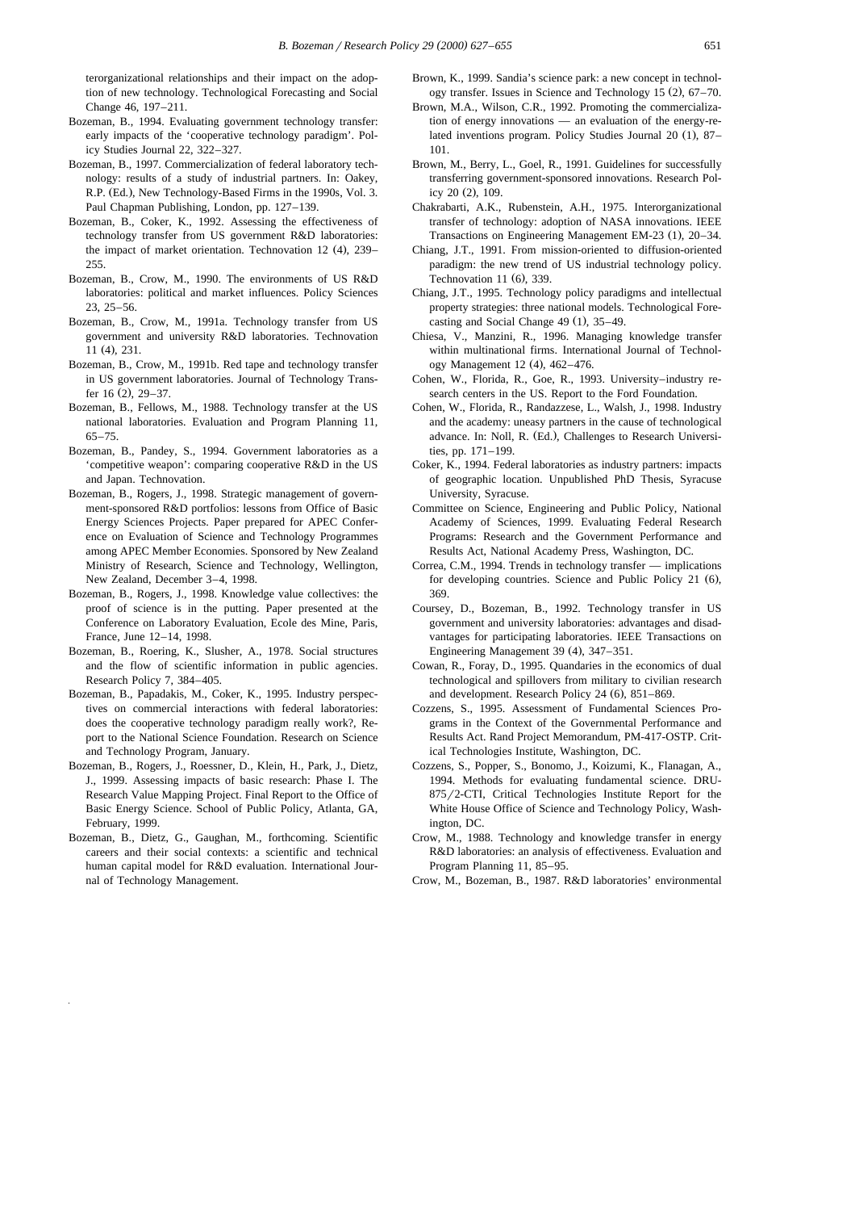terorganizational relationships and their impact on the adoption of new technology. Technological Forecasting and Social Change 46, 197–211.

Bozeman, B., 1994. Evaluating government technology transfer: early impacts of the 'cooperative technology paradigm'. Policy Studies Journal 22, 322–327.

Bozeman, B., 1997. Commercialization of federal laboratory technology: results of a study of industrial partners. In: Oakey, R.P. (Ed.), New Technology-Based Firms in the 1990s, Vol. 3. Paul Chapman Publishing, London, pp. 127–139.

Bozeman, B., Coker, K., 1992. Assessing the effectiveness of technology transfer from US government R&D laboratories: the impact of market orientation. Technovation 12 (4), 239–255.

Bozeman, B., Crow, M., 1990. The environments of US R&D laboratories: political and market influences. Policy Sciences 23, 25–56.

Bozeman, B., Crow, M., 1991a. Technology transfer from US government and university R&D laboratories. Technovation 11 (4), 231.

Bozeman, B., Crow, M., 1991b. Red tape and technology transfer in US government laboratories. Journal of Technology Transfer 16 (2), 29–37.

Bozeman, B., Fellows, M., 1988. Technology transfer at the US national laboratories. Evaluation and Program Planning 11, 65–75.

Bozeman, B., Pandey, S., 1994. Government laboratories as a 'competitive weapon': comparing cooperative R&D in the US and Japan. Technovation.

Bozeman, B., Rogers, J., 1998. Strategic management of government-sponsored R&D portfolios: lessons from Office of Basic Energy Sciences Projects. Paper prepared for APEC Conference on Evaluation of Science and Technology Programmes among APEC Member Economies. Sponsored by New Zealand Ministry of Research, Science and Technology, Wellington, New Zealand, December 3–4, 1998.

Bozeman, B., Rogers, J., 1998. Knowledge value collectives: the proof of science is in the putting. Paper presented at the Conference on Laboratory Evaluation, Ecole des Mine, Paris, France, June 12–14, 1998.

Bozeman, B., Roering, K., Slusher, A., 1978. Social structures and the flow of scientific information in public agencies. Research Policy 7, 384–405.

Bozeman, B., Papadakis, M., Coker, K., 1995. Industry perspectives on commercial interactions with federal laboratories: does the cooperative technology paradigm really work?, Report to the National Science Foundation. Research on Science and Technology Program, January.

Bozeman, B., Rogers, J., Roessner, D., Klein, H., Park, J., Dietz, J., 1999. Assessing impacts of basic research: Phase I. The Research Value Mapping Project. Final Report to the Office of Basic Energy Science. School of Public Policy, Atlanta, GA, February, 1999.

Bozeman, B., Dietz, G., Gaughan, M., forthcoming. Scientific careers and their social contexts: a scientific and technical human capital model for R&D evaluation. International Journal of Technology Management.

Brown, K., 1999. Sandia's science park: a new concept in technology transfer. Issues in Science and Technology 15 (2), 67–70.

Brown, M.A., Wilson, C.R., 1992. Promoting the commercialization of energy innovations — an evaluation of the energy-related inventions program. Policy Studies Journal 20 (1), 87–101.

Brown, M., Berry, L., Goel, R., 1991. Guidelines for successfully transferring government-sponsored innovations. Research Policy 20 (2), 109.

Chakrabarti, A.K., Rubenstein, A.H., 1975. Interorganizational transfer of technology: adoption of NASA innovations. IEEE Transactions on Engineering Management EM-23 (1), 20–34.

Chiang, J.T., 1991. From mission-oriented to diffusion-oriented paradigm: the new trend of US industrial technology policy. Technovation 11 (6), 339.

Chiang, J.T., 1995. Technology policy paradigms and intellectual property strategies: three national models. Technological Forecasting and Social Change 49 (1), 35–49.

Chiesa, V., Manzini, R., 1996. Managing knowledge transfer within multinational firms. International Journal of Technology Management 12 (4), 462–476.

Cohen, W., Florida, R., Goe, R., 1993. University–industry research centers in the US. Report to the Ford Foundation.

Cohen, W., Florida, R., Randazzese, L., Walsh, J., 1998. Industry and the academy: uneasy partners in the cause of technological advance. In: Noll, R. (Ed.), Challenges to Research Universities, pp. 171–199.

Coker, K., 1994. Federal laboratories as industry partners: impacts of geographic location. Unpublished PhD Thesis, Syracuse University, Syracuse.

Committee on Science, Engineering and Public Policy, National Academy of Sciences, 1999. Evaluating Federal Research Programs: Research and the Government Performance and Results Act, National Academy Press, Washington, DC.

Correa, C.M., 1994. Trends in technology transfer — implications for developing countries. Science and Public Policy 21 (6), 369.

Coursey, D., Bozeman, B., 1992. Technology transfer in US government and university laboratories: advantages and disadvantages for participating laboratories. IEEE Transactions on Engineering Management 39 (4), 347–351.

Cowan, R., Foray, D., 1995. Quandaries in the economics of dual technological and spillovers from military to civilian research and development. Research Policy 24 (6), 851–869.

Cozzens, S., 1995. Assessment of Fundamental Sciences Programs in the Context of the Governmental Performance and Results Act. Rand Project Memorandum, PM-417-OSTP. Critical Technologies Institute, Washington, DC.

Cozzens, S., Popper, S., Bonomo, J., Koizumi, K., Flanagan, A., 1994. Methods for evaluating fundamental science. DRU-875/2-CTI, Critical Technologies Institute Report for the White House Office of Science and Technology Policy, Washington, DC.

Crow, M., 1988. Technology and knowledge transfer in energy R&D laboratories: an analysis of effectiveness. Evaluation and Program Planning 11, 85–95.

Crow, M., Bozeman, B., 1987. R&D laboratories' environmental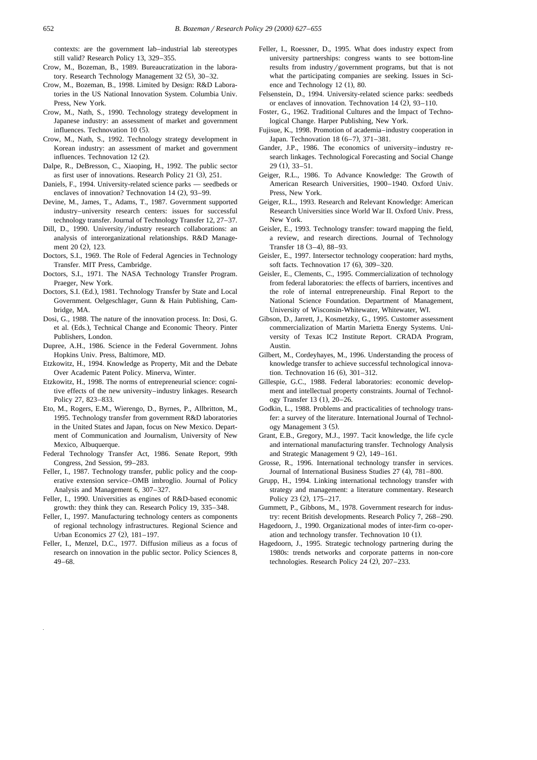contexts: are the government lab–industrial lab stereotypes still valid? Research Policy 13, 329–355.

Crow, M., Bozeman, B., 1989. Bureaucratization in the laboratory. Research Technology Management 32 (5), 30–32.

Crow, M., Bozeman, B., 1998. Limited by Design: R&D Laboratories in the US National Innovation System. Columbia Univ. Press, New York.

Crow, M., Nath, S., 1990. Technology strategy development in Japanese industry: an assessment of market and government influences. Technovation 10 (5).

Crow, M., Nath, S., 1992. Technology strategy development in Korean industry: an assessment of market and government influences. Technovation 12 (2).

Dalpe, R., DeBresson, C., Xiaoping, H., 1992. The public sector as first user of innovations. Research Policy 21 (3), 251.

Daniels, F., 1994. University-related science parks — seedbeds or enclaves of innovation? Technovation 14 (2), 93–99.

Devine, M., James, T., Adams, T., 1987. Government supported industry–university research centers: issues for successful technology transfer. Journal of Technology Transfer 12, 27–37.

Dill, D., 1990. University/industry research collaborations: an analysis of interorganizational relationships. R&D Management 20 (2), 123.

Doctors, S.I., 1969. The Role of Federal Agencies in Technology Transfer. MIT Press, Cambridge.

Doctors, S.I., 1971. The NASA Technology Transfer Program. Praeger, New York.

Doctors, S.I. (Ed.), 1981. Technology Transfer by State and Local Government. Oelgeschlager, Gunn & Hain Publishing, Cambridge, MA.

Dosi, G., 1988. The nature of the innovation process. In: Dosi, G. et al. (Eds.), Technical Change and Economic Theory. Pinter Publishers, London.

Dupree, A.H., 1986. Science in the Federal Government. Johns Hopkins Univ. Press, Baltimore, MD.

Etzkowitz, H., 1994. Knowledge as Property, Mit and the Debate Over Academic Patent Policy. Minerva, Winter.

Etzkowitz, H., 1998. The norms of entrepreneurial science: cognitive effects of the new university–industry linkages. Research Policy 27, 823–833.

Eto, M., Rogers, E.M., Wierengo, D., Byrnes, P., Allbritton, M., 1995. Technology transfer from government R&D laboratories in the United States and Japan, focus on New Mexico. Department of Communication and Journalism, University of New Mexico, Albuquerque.

Federal Technology Transfer Act, 1986. Senate Report, 99th Congress, 2nd Session, 99–283.

Feller, I., 1987. Technology transfer, public policy and the cooperative extension service–OMB imbroglio. Journal of Policy Analysis and Management 6, 307–327.

Feller, I., 1990. Universities as engines of R&D-based economic growth: they think they can. Research Policy 19, 335–348.

Feller, I., 1997. Manufacturing technology centers as components of regional technology infrastructures. Regional Science and Urban Economics 27 (2), 181–197.

Feller, I., Menzel, D.C., 1977. Diffusion milieus as a focus of research on innovation in the public sector. Policy Sciences 8, 49–68.

Feller, I., Roessner, D., 1995. What does industry expect from university partnerships: congress wants to see bottom-line results from industry/government programs, but that is not what the participating companies are seeking. Issues in Science and Technology 12 (1), 80.

Felsenstein, D., 1994. University-related science parks: seedbeds or enclaves of innovation. Technovation 14 (2), 93–110.

Foster, G., 1962. Traditional Cultures and the Impact of Technological Change. Harper Publishing, New York.

Fujisue, K., 1998. Promotion of academia–industry cooperation in Japan. Technovation 18 (6–7), 371–381.

Gander, J.P., 1986. The economics of university–industry research linkages. Technological Forecasting and Social Change 29 (1), 33–51.

Geiger, R.L., 1986. To Advance Knowledge: The Growth of American Research Universities, 1900–1940. Oxford Univ. Press, New York.

Geiger, R.L., 1993. Research and Relevant Knowledge: American Research Universities since World War II. Oxford Univ. Press, New York.

Geisler, E., 1993. Technology transfer: toward mapping the field, a review, and research directions. Journal of Technology Transfer 18 (3–4), 88–93.

Geisler, E., 1997. Intersector technology cooperation: hard myths, soft facts. Technovation 17 (6), 309–320.

Geisler, E., Clements, C., 1995. Commercialization of technology from federal laboratories: the effects of barriers, incentives and the role of internal entrepreneurship. Final Report to the National Science Foundation. Department of Management, University of Wisconsin-Whitewater, Whitewater, WI.

Gibson, D., Jarrett, J., Kosmetzky, G., 1995. Customer assessment commercialization of Martin Marietta Energy Systems. University of Texas IC2 Institute Report. CRADA Program, Austin.

Gilbert, M., Cordeyhayes, M., 1996. Understanding the process of knowledge transfer to achieve successful technological innovation. Technovation 16 (6), 301–312.

Gillespie, G.C., 1988. Federal laboratories: economic development and intellectual property constraints. Journal of Technology Transfer 13 (1), 20–26.

Godkin, L., 1988. Problems and practicalities of technology transfer: a survey of the literature. International Journal of Technology Management 3 (5).

Grant, E.B., Gregory, M.J., 1997. Tacit knowledge, the life cycle and international manufacturing transfer. Technology Analysis and Strategic Management 9 (2), 149–161.

Grosse, R., 1996. International technology transfer in services. Journal of International Business Studies 27 (4), 781–800.

Grupp, H., 1994. Linking international technology transfer with strategy and management: a literature commentary. Research Policy 23 (2), 175–217.

Gummett, P., Gibbons, M., 1978. Government research for industry: recent British developments. Research Policy 7, 268–290.

Hagedoorn, J., 1990. Organizational modes of inter-firm co-operation and technology transfer. Technovation 10 (1).

Hagedoorn, J., 1995. Strategic technology partnering during the 1980s: trends networks and corporate patterns in non-core technologies. Research Policy 24 (2), 207–233.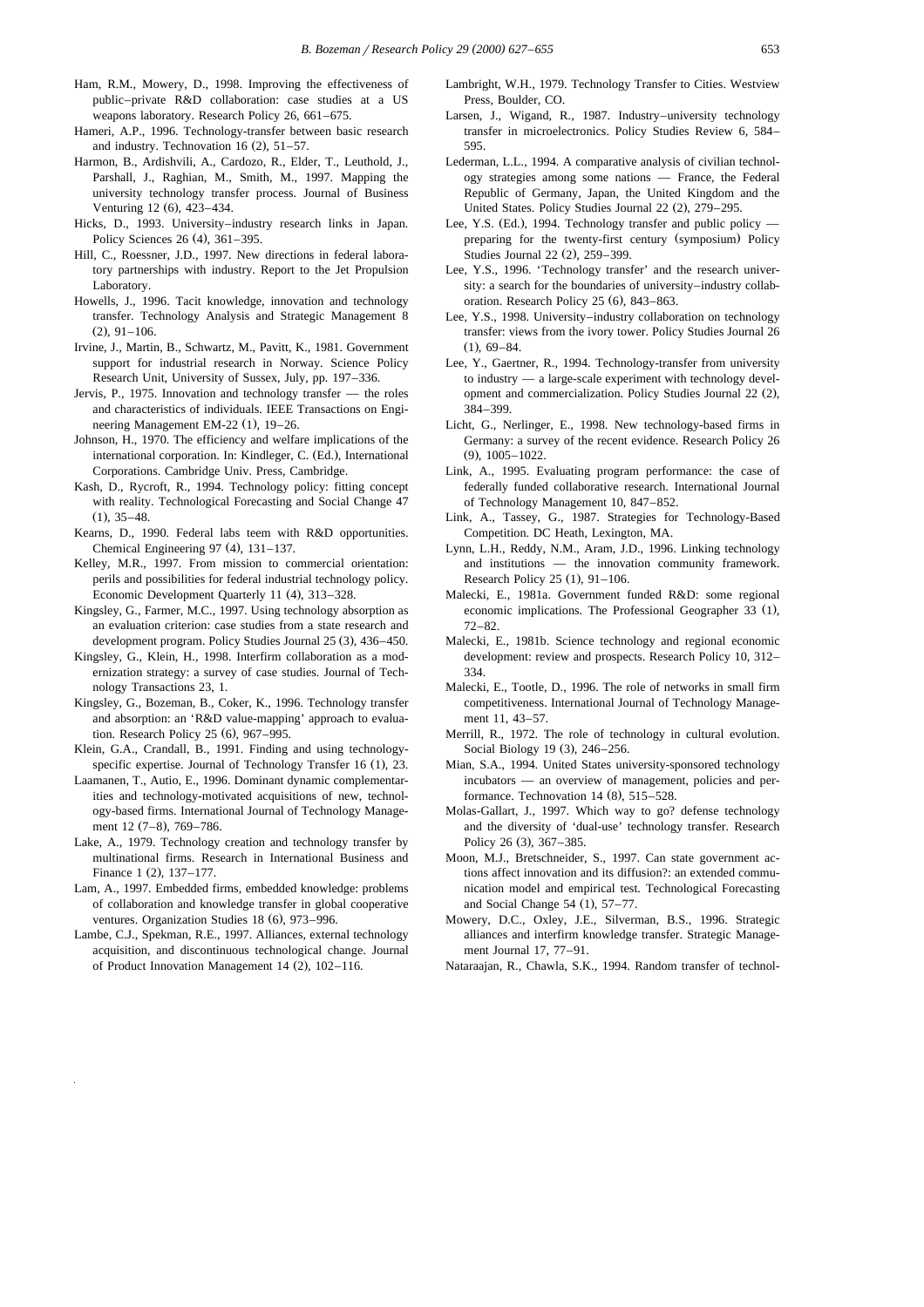Ham, R.M., Mowery, D., 1998. Improving the effectiveness of public–private R&D collaboration: case studies at a US weapons laboratory. Research Policy 26, 661–675.

Hameri, A.P., 1996. Technology-transfer between basic research and industry. Technovation 16 (2), 51–57.

Harmon, B., Ardishvili, A., Cardozo, R., Elder, T., Leuthold, J., Parshall, J., Raghian, M., Smith, M., 1997. Mapping the university technology transfer process. Journal of Business Venturing 12 (6), 423–434.

Hicks, D., 1993. University–industry research links in Japan. Policy Sciences 26 (4), 361–395.

Hill, C., Roessner, J.D., 1997. New directions in federal laboratory partnerships with industry. Report to the Jet Propulsion Laboratory.

Howells, J., 1996. Tacit knowledge, innovation and technology transfer. Technology Analysis and Strategic Management 8 (2), 91–106.

Irvine, J., Martin, B., Schwartz, M., Pavitt, K., 1981. Government support for industrial research in Norway. Science Policy Research Unit, University of Sussex, July, pp. 197–336.

Jervis, P., 1975. Innovation and technology transfer — the roles and characteristics of individuals. IEEE Transactions on Engineering Management EM-22 (1), 19–26.

Johnson, H., 1970. The efficiency and welfare implications of the international corporation. In: Kindleger, C. (Ed.), International Corporations. Cambridge Univ. Press, Cambridge.

Kash, D., Rycroft, R., 1994. Technology policy: fitting concept with reality. Technological Forecasting and Social Change 47 (1), 35–48.

Kearns, D., 1990. Federal labs teem with R&D opportunities. Chemical Engineering 97 (4), 131–137.

Kelley, M.R., 1997. From mission to commercial orientation: perils and possibilities for federal industrial technology policy. Economic Development Quarterly 11 (4), 313–328.

Kingsley, G., Farmer, M.C., 1997. Using technology absorption as an evaluation criterion: case studies from a state research and development program. Policy Studies Journal 25 (3), 436–450.

Kingsley, G., Klein, H., 1998. Interfirm collaboration as a modernization strategy: a survey of case studies. Journal of Technology Transactions 23, 1.

Kingsley, G., Bozeman, B., Coker, K., 1996. Technology transfer and absorption: an 'R&D value-mapping' approach to evaluation. Research Policy 25 (6), 967–995.

Klein, G.A., Crandall, B., 1991. Finding and using technology-specific expertise. Journal of Technology Transfer 16 (1), 23.

Laamanen, T., Autio, E., 1996. Dominant dynamic complementarities and technology-motivated acquisitions of new, technology-based firms. International Journal of Technology Management 12 (7–8), 769–786.

Lake, A., 1979. Technology creation and technology transfer by multinational firms. Research in International Business and Finance 1 (2), 137–177.

Lam, A., 1997. Embedded firms, embedded knowledge: problems of collaboration and knowledge transfer in global cooperative ventures. Organization Studies 18 (6), 973–996.

Lambe, C.J., Spekman, R.E., 1997. Alliances, external technology acquisition, and discontinuous technological change. Journal of Product Innovation Management 14 (2), 102–116.

Lambright, W.H., 1979. Technology Transfer to Cities. Westview Press, Boulder, CO.

Larsen, J., Wigand, R., 1987. Industry–university technology transfer in microelectronics. Policy Studies Review 6, 584–595.

Lederman, L.L., 1994. A comparative analysis of civilian technology strategies among some nations — France, the Federal Republic of Germany, Japan, the United Kingdom and the United States. Policy Studies Journal 22 (2), 279–295.

Lee, Y.S. (Ed.), 1994. Technology transfer and public policy — preparing for the twenty-first century (symposium) Policy Studies Journal 22 (2), 259–399.

Lee, Y.S., 1996. 'Technology transfer' and the research university: a search for the boundaries of university–industry collaboration. Research Policy 25 (6), 843–863.

Lee, Y.S., 1998. University–industry collaboration on technology transfer: views from the ivory tower. Policy Studies Journal 26 (1), 69–84.

Lee, Y., Gaertner, R., 1994. Technology-transfer from university to industry — a large-scale experiment with technology development and commercialization. Policy Studies Journal 22 (2), 384–399.

Licht, G., Nerlinger, E., 1998. New technology-based firms in Germany: a survey of the recent evidence. Research Policy 26 (9), 1005–1022.

Link, A., 1995. Evaluating program performance: the case of federally funded collaborative research. International Journal of Technology Management 10, 847–852.

Link, A., Tassey, G., 1987. Strategies for Technology-Based Competition. DC Heath, Lexington, MA.

Lynn, L.H., Reddy, N.M., Aram, J.D., 1996. Linking technology and institutions — the innovation community framework. Research Policy 25 (1), 91–106.

Malecki, E., 1981a. Government funded R&D: some regional economic implications. The Professional Geographer 33 (1), 72–82.

Malecki, E., 1981b. Science technology and regional economic development: review and prospects. Research Policy 10, 312–334.

Malecki, E., Tootle, D., 1996. The role of networks in small firm competitiveness. International Journal of Technology Management 11, 43–57.

Merrill, R., 1972. The role of technology in cultural evolution. Social Biology 19 (3), 246–256.

Mian, S.A., 1994. United States university-sponsored technology incubators — an overview of management, policies and performance. Technovation 14 (8), 515–528.

Molas-Gallart, J., 1997. Which way to go? defense technology and the diversity of 'dual-use' technology transfer. Research Policy 26 (3), 367–385.

Moon, M.J., Bretschneider, S., 1997. Can state government actions affect innovation and its diffusion?: an extended communication model and empirical test. Technological Forecasting and Social Change 54 (1), 57–77.

Mowery, D.C., Oxley, J.E., Silverman, B.S., 1996. Strategic alliances and interfirm knowledge transfer. Strategic Management Journal 17, 77–91.

Nataraajan, R., Chawla, S.K., 1994. Random transfer of technol-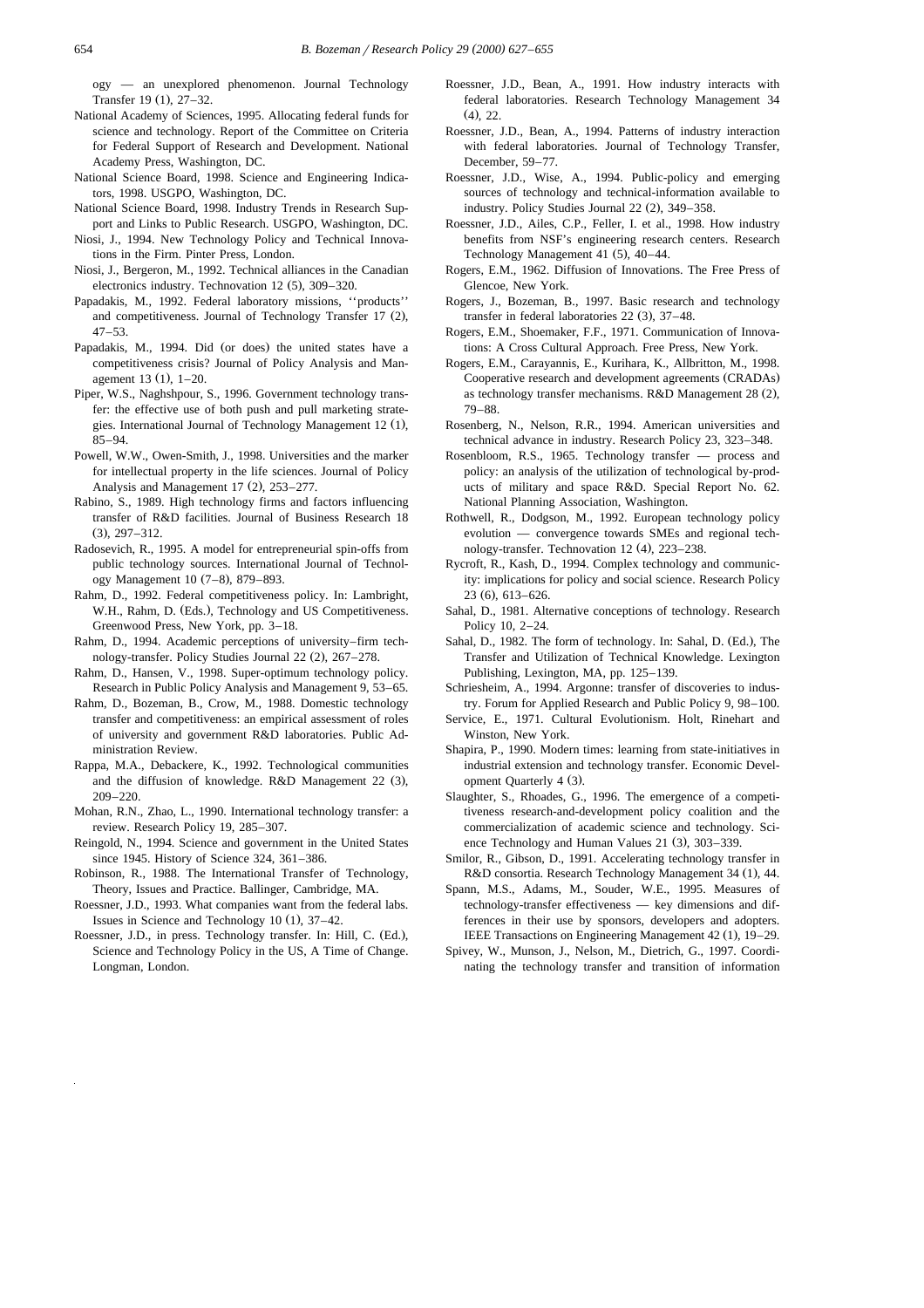ogy — an unexplored phenomenon. Journal Technology Transfer 19 (1), 27–32.

National Academy of Sciences, 1995. Allocating federal funds for science and technology. Report of the Committee on Criteria for Federal Support of Research and Development. National Academy Press, Washington, DC.

National Science Board, 1998. Science and Engineering Indicators, 1998. USGPO, Washington, DC.

National Science Board, 1998. Industry Trends in Research Support and Links to Public Research. USGPO, Washington, DC.

Niosi, J., 1994. New Technology Policy and Technical Innovations in the Firm. Pinter Press, London.

Niosi, J., Bergeron, M., 1992. Technical alliances in the Canadian electronics industry. Technovation 12 (5), 309–320.

Papadakis, M., 1992. Federal laboratory missions, ''products'' and competitiveness. Journal of Technology Transfer 17 (2), 47–53.

Papadakis, M., 1994. Did (or does) the united states have a competitiveness crisis? Journal of Policy Analysis and Management 13 (1), 1–20.

Piper, W.S., Naghshpour, S., 1996. Government technology transfer: the effective use of both push and pull marketing strategies. International Journal of Technology Management 12 (1), 85–94.

Powell, W.W., Owen-Smith, J., 1998. Universities and the marker for intellectual property in the life sciences. Journal of Policy Analysis and Management 17 (2), 253–277.

Rabino, S., 1989. High technology firms and factors influencing transfer of R&D facilities. Journal of Business Research 18 (3), 297–312.

Radosevich, R., 1995. A model for entrepreneurial spin-offs from public technology sources. International Journal of Technology Management 10 (7–8), 879–893.

Rahm, D., 1992. Federal competitiveness policy. In: Lambright, W.H., Rahm, D. (Eds.), Technology and US Competitiveness. Greenwood Press, New York, pp. 3–18.

Rahm, D., 1994. Academic perceptions of university–firm technology-transfer. Policy Studies Journal 22 (2), 267–278.

Rahm, D., Hansen, V., 1998. Super-optimum technology policy. Research in Public Policy Analysis and Management 9, 53–65.

Rahm, D., Bozeman, B., Crow, M., 1988. Domestic technology transfer and competitiveness: an empirical assessment of roles of university and government R&D laboratories. Public Administration Review.

Rappa, M.A., Debackere, K., 1992. Technological communities and the diffusion of knowledge. R&D Management 22 (3), 209–220.

Mohan, R.N., Zhao, L., 1990. International technology transfer: a review. Research Policy 19, 285–307.

Reingold, N., 1994. Science and government in the United States since 1945. History of Science 324, 361–386.

Robinson, R., 1988. The International Transfer of Technology, Theory, Issues and Practice. Ballinger, Cambridge, MA.

Roessner, J.D., 1993. What companies want from the federal labs. Issues in Science and Technology 10 (1), 37–42.

Roessner, J.D., in press. Technology transfer. In: Hill, C. (Ed.), Science and Technology Policy in the US, A Time of Change. Longman, London.

Roessner, J.D., Bean, A., 1991. How industry interacts with federal laboratories. Research Technology Management 34 (4), 22.

Roessner, J.D., Bean, A., 1994. Patterns of industry interaction with federal laboratories. Journal of Technology Transfer, December, 59–77.

Roessner, J.D., Wise, A., 1994. Public-policy and emerging sources of technology and technical-information available to industry. Policy Studies Journal 22 (2), 349–358.

Roessner, J.D., Ailes, C.P., Feller, I. et al., 1998. How industry benefits from NSF's engineering research centers. Research Technology Management 41 (5), 40–44.

Rogers, E.M., 1962. Diffusion of Innovations. The Free Press of Glencoe, New York.

Rogers, J., Bozeman, B., 1997. Basic research and technology transfer in federal laboratories 22 (3), 37–48.

Rogers, E.M., Shoemaker, F.F., 1971. Communication of Innovations: A Cross Cultural Approach. Free Press, New York.

Rogers, E.M., Carayannis, E., Kurihara, K., Allbritton, M., 1998. Cooperative research and development agreements (CRADAs) as technology transfer mechanisms. R&D Management 28 (2), 79–88.

Rosenberg, N., Nelson, R.R., 1994. American universities and technical advance in industry. Research Policy 23, 323–348.

Rosenbloom, R.S., 1965. Technology transfer — process and policy: an analysis of the utilization of technological by-products of military and space R&D. Special Report No. 62. National Planning Association, Washington.

Rothwell, R., Dodgson, M., 1992. European technology policy evolution — convergence towards SMEs and regional technology-transfer. Technovation 12 (4), 223–238.

Rycroft, R., Kash, D., 1994. Complex technology and community: implications for policy and social science. Research Policy 23 (6), 613–626.

Sahal, D., 1981. Alternative conceptions of technology. Research Policy 10, 2–24.

Sahal, D., 1982. The form of technology. In: Sahal, D. (Ed.), The Transfer and Utilization of Technical Knowledge. Lexington Publishing, Lexington, MA, pp. 125–139.

Schriesheim, A., 1994. Argonne: transfer of discoveries to industry. Forum for Applied Research and Public Policy 9, 98–100.

Service, E., 1971. Cultural Evolutionism. Holt, Rinehart and Winston, New York.

Shapira, P., 1990. Modern times: learning from state-initiatives in industrial extension and technology transfer. Economic Development Quarterly 4 (3).

Slaughter, S., Rhoades, G., 1996. The emergence of a competitiveness research-and-development policy coalition and the commercialization of academic science and technology. Science Technology and Human Values 21 (3), 303–339.

Smilor, R., Gibson, D., 1991. Accelerating technology transfer in R&D consortia. Research Technology Management 34 (1), 44.

Spann, M.S., Adams, M., Souder, W.E., 1995. Measures of technology-transfer effectiveness — key dimensions and differences in their use by sponsors, developers and adopters. IEEE Transactions on Engineering Management 42 (1), 19–29.

Spivey, W., Munson, J., Nelson, M., Dietrich, G., 1997. Coordinating the technology transfer and transition of information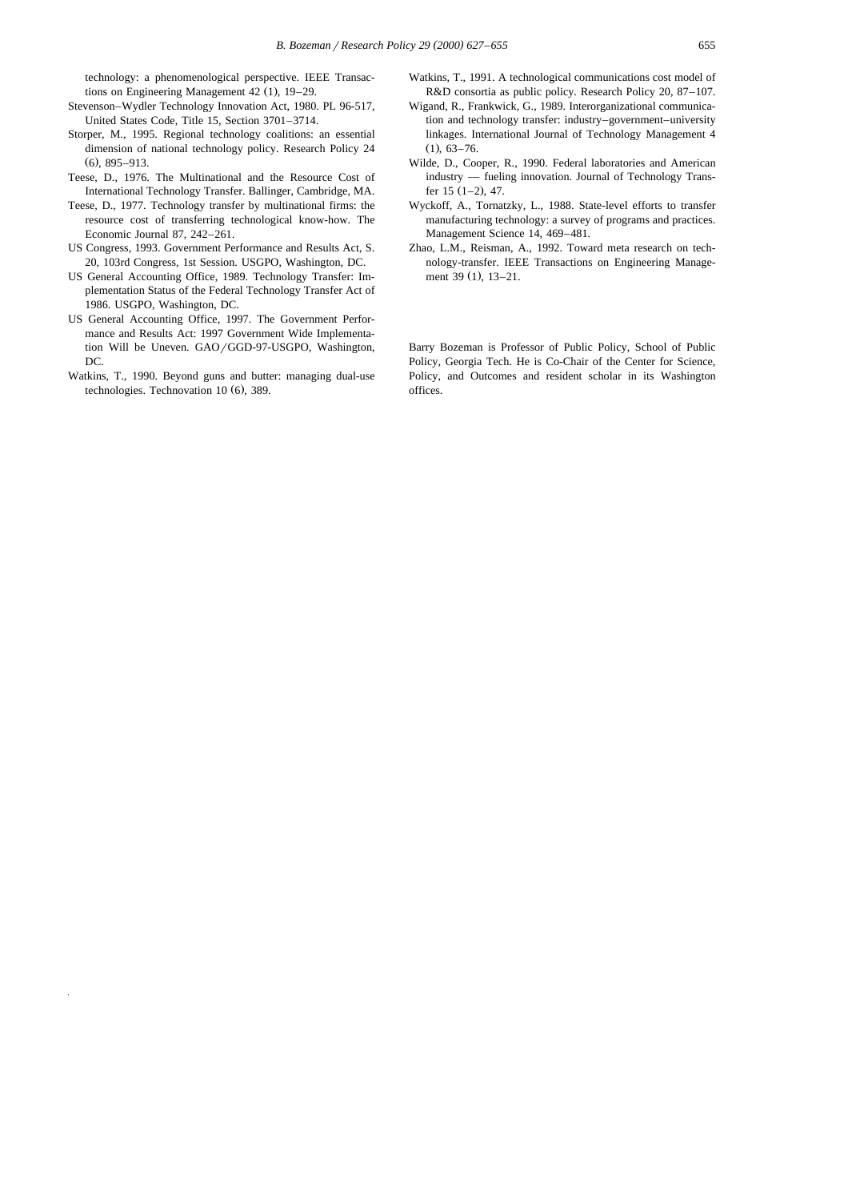technology: a phenomenological perspective. IEEE Transactions on Engineering Management 42 (1), 19–29.

Stevenson–Wydler Technology Innovation Act, 1980. PL 96-517, United States Code, Title 15, Section 3701–3714.

Storper, M., 1995. Regional technology coalitions: an essential dimension of national technology policy. Research Policy 24 (6), 895–913.

Teese, D., 1976. The Multinational and the Resource Cost of International Technology Transfer. Ballinger, Cambridge, MA.

Teese, D., 1977. Technology transfer by multinational firms: the resource cost of transferring technological know-how. The Economic Journal 87, 242–261.

US Congress, 1993. Government Performance and Results Act, S. 20, 103rd Congress, 1st Session. USGPO, Washington, DC.

US General Accounting Office, 1989. Technology Transfer: Implementation Status of the Federal Technology Transfer Act of 1986. USGPO, Washington, DC.

US General Accounting Office, 1997. The Government Performance and Results Act: 1997 Government Wide Implementation Will be Uneven. GAO/GGD-97-USGPO, Washington, DC.

Watkins, T., 1990. Beyond guns and butter: managing dual-use technologies. Technovation 10 (6), 389.

Watkins, T., 1991. A technological communications cost model of R&D consortia as public policy. Research Policy 20, 87–107.

Wigand, R., Frankwick, G., 1989. Interorganizational communication and technology transfer: industry–government–university linkages. International Journal of Technology Management 4 (1), 63–76.

Wilde, D., Cooper, R., 1990. Federal laboratories and American industry — fueling innovation. Journal of Technology Transfer 15 (1–2), 47.

Wyckoff, A., Tornatzky, L., 1988. State-level efforts to transfer manufacturing technology: a survey of programs and practices. Management Science 14, 469–481.

Zhao, L.M., Reisman, A., 1992. Toward meta research on technology-transfer. IEEE Transactions on Engineering Management 39 (1), 13–21.

Barry Bozeman is Professor of Public Policy, School of Public Policy, Georgia Tech. He is Co-Chair of the Center for Science, Policy, and Outcomes and resident scholar in its Washington offices.